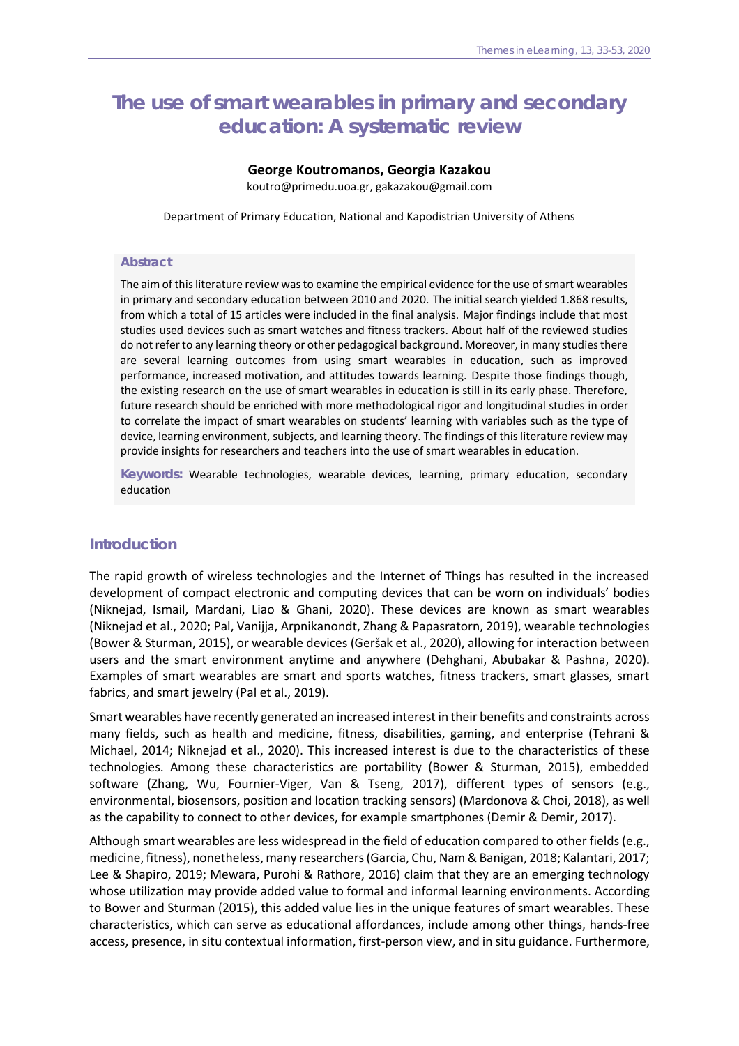# The use of smart wearables in primary and secondary education: A systematic review

**George Koutromanos, Georgia Kazakou**

koutro@primedu.uoa.gr, gakazakou@gmail.com

Department of Primary Education, National and Kapodistrian University of Athens

## Abstract

The aim of this literature review was to examine the empirical evidence for the use of smart wearables in primary and secondary education between 2010 and 2020. The initial search yielded 1.868 results, from which a total of 15 articles were included in the final analysis. Major findings include that most studies used devices such as smart watches and fitness trackers. About half of the reviewed studies do not refer to any learning theory or other pedagogical background. Moreover, in many studies there are several learning outcomes from using smart wearables in education, such as improved performance, increased motivation, and attitudes towards learning. Despite those findings though, the existing research on the use of smart wearables in education is still in its early phase. Therefore, future research should be enriched with more methodological rigor and longitudinal studies in order to correlate the impact of smart wearables on students' learning with variables such as the type of device, learning environment, subjects, and learning theory. The findings of this literature review may provide insights for researchers and teachers into the use of smart wearables in education.

**Keywords:** Wearable technologies, wearable devices, learning, primary education, secondary education

## Introduction

The rapid growth of wireless technologies and the Internet of Things has resulted in the increased development of compact electronic and computing devices that can be worn on individuals' bodies (Niknejad, Ismail, Mardani, Liao & Ghani, 2020). These devices are known as smart wearables (Niknejad et al., 2020; Pal, Vanijja, Arpnikanondt, Zhang & Papasratorn, 2019), wearable technologies (Bower & Sturman, 2015), or wearable devices (Geršak et al., 2020), allowing for interaction between users and the smart environment anytime and anywhere (Dehghani, Abubakar & Pashna, 2020). Examples of smart wearables are smart and sports watches, fitness trackers, smart glasses, smart fabrics, and smart jewelry (Pal et al., 2019).

Smart wearables have recently generated an increased interest in their benefits and constraints across many fields, such as health and medicine, fitness, disabilities, gaming, and enterprise (Tehrani & Michael, 2014; Niknejad et al., 2020). This increased interest is due to the characteristics of these technologies. Among these characteristics are portability (Bower & Sturman, 2015), embedded software (Zhang, Wu, Fournier-Viger, Van & Tseng, 2017), different types of sensors (e.g., environmental, biosensors, position and location tracking sensors) (Mardonova & Choi, 2018), as well as the capability to connect to other devices, for example smartphones (Demir & Demir, 2017).

Although smart wearables are less widespread in the field of education compared to other fields (e.g., medicine, fitness), nonetheless, many researchers (Garcia, Chu, Nam & Banigan, 2018; Kalantari, 2017; Lee & Shapiro, 2019; Mewara, Purohi & Rathore, 2016) claim that they are an emerging technology whose utilization may provide added value to formal and informal learning environments. According to Bower and Sturman (2015), this added value lies in the unique features of smart wearables. These characteristics, which can serve as educational affordances, include among other things, hands-free access, presence, in situ contextual information, first-person view, and in situ guidance. Furthermore,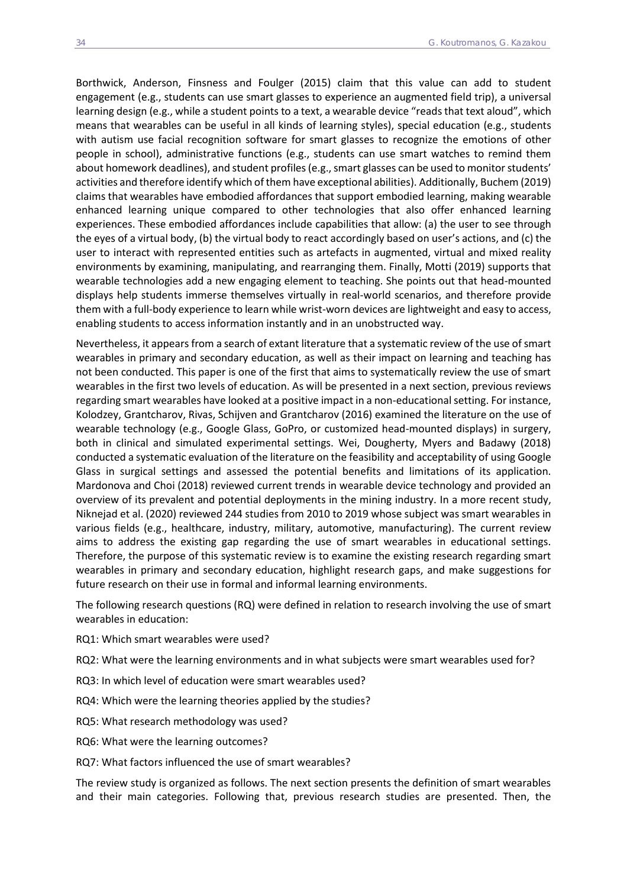Borthwick, Anderson, Finsness and Foulger (2015) claim that this value can add to student engagement (e.g., students can use smart glasses to experience an augmented field trip), a universal learning design (e.g., while a student points to a text, a wearable device "reads that text aloud", which means that wearables can be useful in all kinds of learning styles), special education (e.g., students with autism use facial recognition software for smart glasses to recognize the emotions of other people in school), administrative functions (e.g., students can use smart watches to remind them about homework deadlines), and student profiles (e.g., smart glasses can be used to monitor students' activities and therefore identify which of them have exceptional abilities). Additionally, Buchem (2019) claims that wearables have embodied affordances that support embodied learning, making wearable enhanced learning unique compared to other technologies that also offer enhanced learning experiences. These embodied affordances include capabilities that allow: (a) the user to see through the eyes of a virtual body, (b) the virtual body to react accordingly based on user's actions, and (c) the user to interact with represented entities such as artefacts in augmented, virtual and mixed reality environments by examining, manipulating, and rearranging them. Finally, Motti (2019) supports that wearable technologies add a new engaging element to teaching. She points out that head-mounted displays help students immerse themselves virtually in real-world scenarios, and therefore provide them with a full-body experience to learn while wrist-worn devices are lightweight and easy to access, enabling students to access information instantly and in an unobstructed way.

Nevertheless, it appears from a search of extant literature that a systematic review of the use of smart wearables in primary and secondary education, as well as their impact on learning and teaching has not been conducted. This paper is one of the first that aims to systematically review the use of smart wearables in the first two levels of education. As will be presented in a next section, previous reviews regarding smart wearables have looked at a positive impact in a non-educational setting. For instance, Kolodzey, Grantcharov, Rivas, Schijven and Grantcharov (2016) examined the literature on the use of wearable technology (e.g., Google Glass, GoPro, or customized head-mounted displays) in surgery, both in clinical and simulated experimental settings. Wei, Dougherty, Myers and Badawy (2018) conducted a systematic evaluation of the literature on the feasibility and acceptability of using Google Glass in surgical settings and assessed the potential benefits and limitations of its application. Mardonova and Choi (2018) reviewed current trends in wearable device technology and provided an overview of its prevalent and potential deployments in the mining industry. In a more recent study, Niknejad et al. (2020) reviewed 244 studies from 2010 to 2019 whose subject was smart wearables in various fields (e.g., healthcare, industry, military, automotive, manufacturing). The current review aims to address the existing gap regarding the use of smart wearables in educational settings. Therefore, the purpose of this systematic review is to examine the existing research regarding smart wearables in primary and secondary education, highlight research gaps, and make suggestions for future research on their use in formal and informal learning environments.

The following research questions (RQ) were defined in relation to research involving the use of smart wearables in education:

RQ1: Which smart wearables were used?

RQ2: What were the learning environments and in what subjects were smart wearables used for?

RQ3: In which level of education were smart wearables used?

RQ4: Which were the learning theories applied by the studies?

RQ5: What research methodology was used?

RQ6: What were the learning outcomes?

RQ7: What factors influenced the use of smart wearables?

The review study is organized as follows. The next section presents the definition of smart wearables and their main categories. Following that, previous research studies are presented. Then, the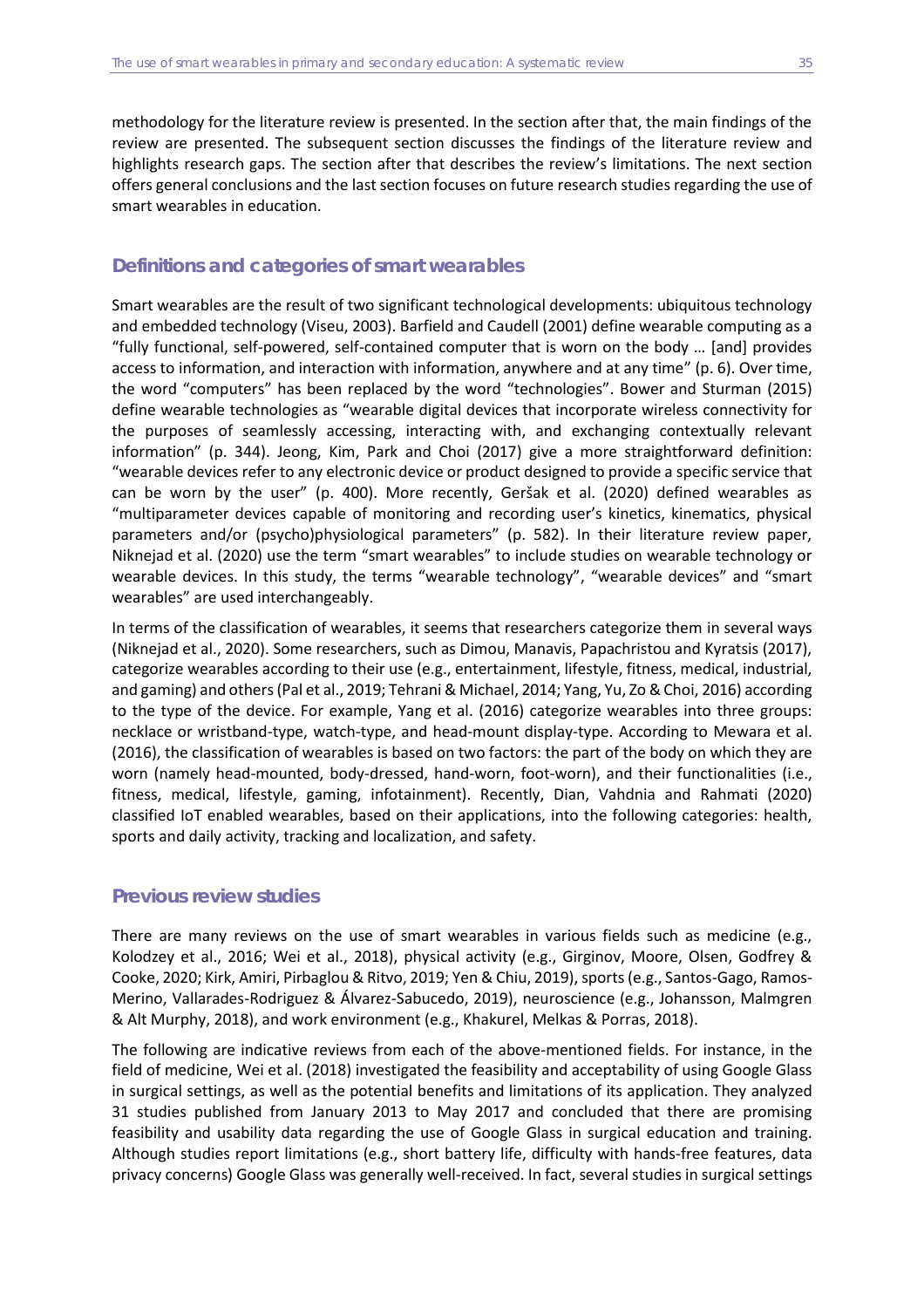methodology for the literature review is presented. In the section after that, the main findings of the review are presented. The subsequent section discusses the findings of the literature review and highlights research gaps. The section after that describes the review's limitations. The next section offers general conclusions and the last section focuses on future research studies regarding the use of smart wearables in education.

## Definitions and categories of smart wearables

Smart wearables are the result of two significant technological developments: ubiquitous technology and embedded technology (Viseu, 2003). Barfield and Caudell (2001) define wearable computing as a "fully functional, self-powered, self-contained computer that is worn on the body … [and] provides access to information, and interaction with information, anywhere and at any time" (p. 6). Over time, the word "computers" has been replaced by the word "technologies". Bower and Sturman (2015) define wearable technologies as "wearable digital devices that incorporate wireless connectivity for the purposes of seamlessly accessing, interacting with, and exchanging contextually relevant information" (p. 344). Jeong, Kim, Park and Choi (2017) give a more straightforward definition: "wearable devices refer to any electronic device or product designed to provide a specific service that can be worn by the user" (p. 400). More recently, Geršak et al. (2020) defined wearables as "multiparameter devices capable of monitoring and recording user's kinetics, kinematics, physical parameters and/or (psycho)physiological parameters" (p. 582). In their literature review paper, Niknejad et al. (2020) use the term "smart wearables" to include studies on wearable technology or wearable devices. In this study, the terms "wearable technology", "wearable devices" and "smart wearables" are used interchangeably.

In terms of the classification of wearables, it seems that researchers categorize them in several ways (Niknejad et al., 2020). Some researchers, such as Dimou, Manavis, Papachristou and Kyratsis (2017), categorize wearables according to their use (e.g., entertainment, lifestyle, fitness, medical, industrial, and gaming) and others (Pal et al., 2019; Tehrani & Michael, 2014; Yang, Yu, Zo & Choi, 2016) according to the type of the device. For example, Yang et al. (2016) categorize wearables into three groups: necklace or wristband-type, watch-type, and head-mount display-type. According to Mewara et al. (2016), the classification of wearables is based on two factors: the part of the body on which they are worn (namely head-mounted, body-dressed, hand-worn, foot-worn), and their functionalities (i.e., fitness, medical, lifestyle, gaming, infotainment). Recently, Dian, Vahdnia and Rahmati (2020) classified IoT enabled wearables, based on their applications, into the following categories: health, sports and daily activity, tracking and localization, and safety.

## Previous review studies

There are many reviews on the use of smart wearables in various fields such as medicine (e.g., Kolodzey et al., 2016; Wei et al., 2018), physical activity (e.g., Girginov, Moore, Olsen, Godfrey & Cooke, 2020; Kirk, Amiri, Pirbaglou & Ritvo, 2019; Yen & Chiu, 2019), sports (e.g., Santos-Gago, Ramos-Merino, Vallarades-Rodriguez & Álvarez-Sabucedo, 2019), neuroscience (e.g., Johansson, Malmgren & Alt Murphy, 2018), and work environment (e.g., Khakurel, Melkas & Porras, 2018).

The following are indicative reviews from each of the above-mentioned fields. For instance, in the field of medicine, Wei et al. (2018) investigated the feasibility and acceptability of using Google Glass in surgical settings, as well as the potential benefits and limitations of its application. They analyzed 31 studies published from January 2013 to May 2017 and concluded that there are promising feasibility and usability data regarding the use of Google Glass in surgical education and training. Although studies report limitations (e.g., short battery life, difficulty with hands-free features, data privacy concerns) Google Glass was generally well-received. In fact, several studies in surgical settings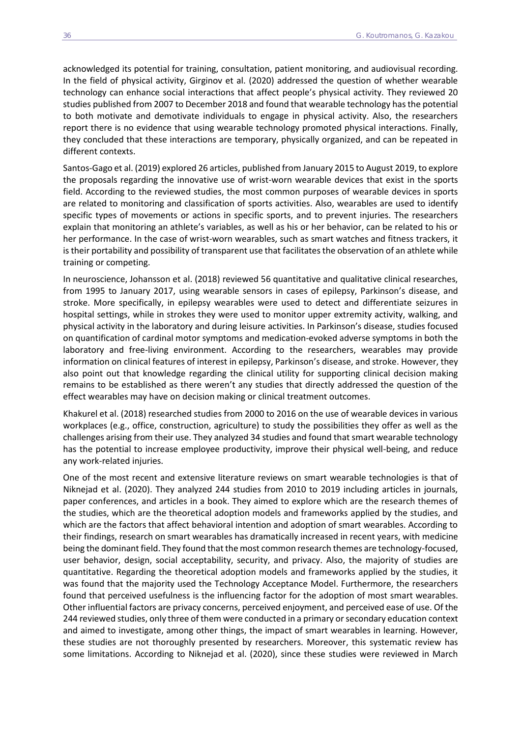acknowledged its potential for training, consultation, patient monitoring, and audiovisual recording. In the field of physical activity, Girginov et al. (2020) addressed the question of whether wearable technology can enhance social interactions that affect people's physical activity. They reviewed 20 studies published from 2007 to December 2018 and found that wearable technology has the potential to both motivate and demotivate individuals to engage in physical activity. Also, the researchers report there is no evidence that using wearable technology promoted physical interactions. Finally, they concluded that these interactions are temporary, physically organized, and can be repeated in different contexts.

Santos-Gago et al. (2019) explored 26 articles, published from January 2015 to August 2019, to explore the proposals regarding the innovative use of wrist-worn wearable devices that exist in the sports field. According to the reviewed studies, the most common purposes of wearable devices in sports are related to monitoring and classification of sports activities. Also, wearables are used to identify specific types of movements or actions in specific sports, and to prevent injuries. The researchers explain that monitoring an athlete's variables, as well as his or her behavior, can be related to his or her performance. In the case of wrist-worn wearables, such as smart watches and fitness trackers, it is their portability and possibility of transparent use that facilitates the observation of an athlete while training or competing.

In neuroscience, Johansson et al. (2018) reviewed 56 quantitative and qualitative clinical researches, from 1995 to January 2017, using wearable sensors in cases of epilepsy, Parkinson's disease, and stroke. More specifically, in epilepsy wearables were used to detect and differentiate seizures in hospital settings, while in strokes they were used to monitor upper extremity activity, walking, and physical activity in the laboratory and during leisure activities. In Parkinson's disease, studies focused on quantification of cardinal motor symptoms and medication-evoked adverse symptoms in both the laboratory and free-living environment. According to the researchers, wearables may provide information on clinical features of interest in epilepsy, Parkinson's disease, and stroke. However, they also point out that knowledge regarding the clinical utility for supporting clinical decision making remains to be established as there weren't any studies that directly addressed the question of the effect wearables may have on decision making or clinical treatment outcomes.

Khakurel et al. (2018) researched studies from 2000 to 2016 on the use of wearable devices in various workplaces (e.g., office, construction, agriculture) to study the possibilities they offer as well as the challenges arising from their use. They analyzed 34 studies and found that smart wearable technology has the potential to increase employee productivity, improve their physical well-being, and reduce any work-related injuries.

One of the most recent and extensive literature reviews on smart wearable technologies is that of Niknejad et al. (2020). They analyzed 244 studies from 2010 to 2019 including articles in journals, paper conferences, and articles in a book. They aimed to explore which are the research themes of the studies, which are the theoretical adoption models and frameworks applied by the studies, and which are the factors that affect behavioral intention and adoption of smart wearables. According to their findings, research on smart wearables has dramatically increased in recent years, with medicine being the dominant field. They found that the most common research themes are technology-focused, user behavior, design, social acceptability, security, and privacy. Also, the majority of studies are quantitative. Regarding the theoretical adoption models and frameworks applied by the studies, it was found that the majority used the Technology Acceptance Model. Furthermore, the researchers found that perceived usefulness is the influencing factor for the adoption of most smart wearables. Other influential factors are privacy concerns, perceived enjoyment, and perceived ease of use. Of the 244 reviewed studies, only three of them were conducted in a primary or secondary education context and aimed to investigate, among other things, the impact of smart wearables in learning. However, these studies are not thoroughly presented by researchers. Moreover, this systematic review has some limitations. According to Niknejad et al. (2020), since these studies were reviewed in March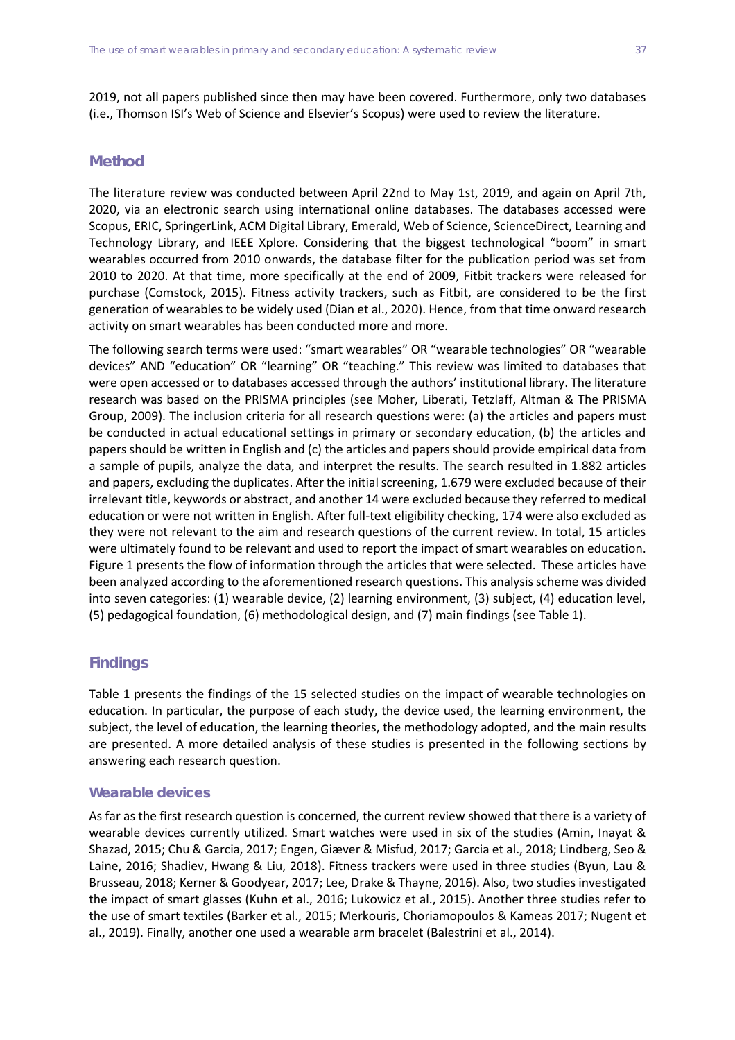2019, not all papers published since then may have been covered. Furthermore, only two databases (i.e., Thomson ISI's Web of Science and Elsevier's Scopus) were used to review the literature.

## Method

The literature review was conducted between April 22nd to May 1st, 2019, and again on April 7th, 2020, via an electronic search using international online databases. The databases accessed were Scopus, ERIC, SpringerLink, ACM Digital Library, Emerald, Web of Science, ScienceDirect, Learning and Technology Library, and IEEE Xplore. Considering that the biggest technological "boom" in smart wearables occurred from 2010 onwards, the database filter for the publication period was set from 2010 to 2020. At that time, more specifically at the end of 2009, Fitbit trackers were released for purchase (Comstock, 2015). Fitness activity trackers, such as Fitbit, are considered to be the first generation of wearables to be widely used (Dian et al., 2020). Hence, from that time onward research activity on smart wearables has been conducted more and more.

The following search terms were used: "smart wearables" OR "wearable technologies" OR "wearable devices" AND "education" OR "learning" OR "teaching." This review was limited to databases that were open accessed or to databases accessed through the authors' institutional library. The literature research was based on the PRISMA principles (see Moher, Liberati, Tetzlaff, Altman & The PRISMA Group, 2009). The inclusion criteria for all research questions were: (a) the articles and papers must be conducted in actual educational settings in primary or secondary education, (b) the articles and papers should be written in English and (c) the articles and papers should provide empirical data from a sample of pupils, analyze the data, and interpret the results. The search resulted in 1.882 articles and papers, excluding the duplicates. After the initial screening, 1.679 were excluded because of their irrelevant title, keywords or abstract, and another 14 were excluded because they referred to medical education or were not written in English. After full-text eligibility checking, 174 were also excluded as they were not relevant to the aim and research questions of the current review. In total, 15 articles were ultimately found to be relevant and used to report the impact of smart wearables on education. Figure 1 presents the flow of information through the articles that were selected. These articles have been analyzed according to the aforementioned research questions. This analysis scheme was divided into seven categories: (1) wearable device, (2) learning environment, (3) subject, (4) education level, (5) pedagogical foundation, (6) methodological design, and (7) main findings (see Table 1).

## Findings

Table 1 presents the findings of the 15 selected studies on the impact of wearable technologies on education. In particular, the purpose of each study, the device used, the learning environment, the subject, the level of education, the learning theories, the methodology adopted, and the main results are presented. A more detailed analysis of these studies is presented in the following sections by answering each research question.

### Wearable devices

As far as the first research question is concerned, the current review showed that there is a variety of wearable devices currently utilized. Smart watches were used in six of the studies (Amin, Inayat & Shazad, 2015; Chu & Garcia, 2017; Engen, Giæver & Misfud, 2017; Garcia et al., 2018; Lindberg, Seo & Laine, 2016; Shadiev, Hwang & Liu, 2018). Fitness trackers were used in three studies (Byun, Lau & Brusseau, 2018; Kerner & Goodyear, 2017; Lee, Drake & Thayne, 2016). Also, two studies investigated the impact of smart glasses (Kuhn et al., 2016; Lukowicz et al., 2015). Another three studies refer to the use of smart textiles (Barker et al., 2015; Merkouris, Choriamopoulos & Kameas 2017; Nugent et al., 2019). Finally, another one used a wearable arm bracelet (Balestrini et al., 2014).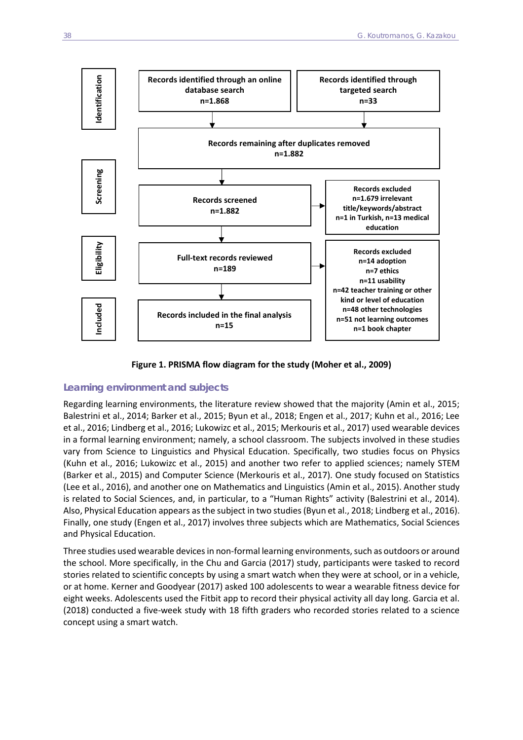| Stage | | |
|---|---|---|
| Identification | Records identified through an online database search n=1.868 | Records identified through targeted search n=33 |
| | Records remaining after duplicates removed n=1.882 | |
| Screening | Records screened n=1.882 | Records excluded n=1.679 irrelevant title/keywords/abstract n=1 in Turkish, n=13 medical education |
| Eligibility | Full-text records reviewed n=189 | Records excluded n=14 adoption n=7 ethics n=11 usability n=42 teacher training or other kind or level of education n=48 other technologies n=51 not learning outcomes n=1 book chapter |
| Included | Records included in the final analysis n=15 | |

**Figure 1. PRISMA flow diagram for the study (Moher et al., 2009)**

### Learning environment and subjects

Regarding learning environments, the literature review showed that the majority (Amin et al., 2015; Balestrini et al., 2014; Barker et al., 2015; Byun et al., 2018; Engen et al., 2017; Kuhn et al., 2016; Lee et al., 2016; Lindberg et al., 2016; Lukowizc et al., 2015; Merkouris et al., 2017) used wearable devices in a formal learning environment; namely, a school classroom. The subjects involved in these studies vary from Science to Linguistics and Physical Education. Specifically, two studies focus on Physics (Kuhn et al., 2016; Lukowizc et al., 2015) and another two refer to applied sciences; namely STEM (Barker et al., 2015) and Computer Science (Merkouris et al., 2017). One study focused on Statistics (Lee et al., 2016), and another one on Mathematics and Linguistics (Amin et al., 2015). Another study is related to Social Sciences, and, in particular, to a "Human Rights" activity (Balestrini et al., 2014). Also, Physical Education appears as the subject in two studies (Byun et al., 2018; Lindberg et al., 2016). Finally, one study (Engen et al., 2017) involves three subjects which are Mathematics, Social Sciences and Physical Education.

Three studies used wearable devices in non-formal learning environments, such as outdoors or around the school. More specifically, in the Chu and Garcia (2017) study, participants were tasked to record stories related to scientific concepts by using a smart watch when they were at school, or in a vehicle, or at home. Kerner and Goodyear (2017) asked 100 adolescents to wear a wearable fitness device for eight weeks. Adolescents used the Fitbit app to record their physical activity all day long. Garcia et al. (2018) conducted a five-week study with 18 fifth graders who recorded stories related to a science concept using a smart watch.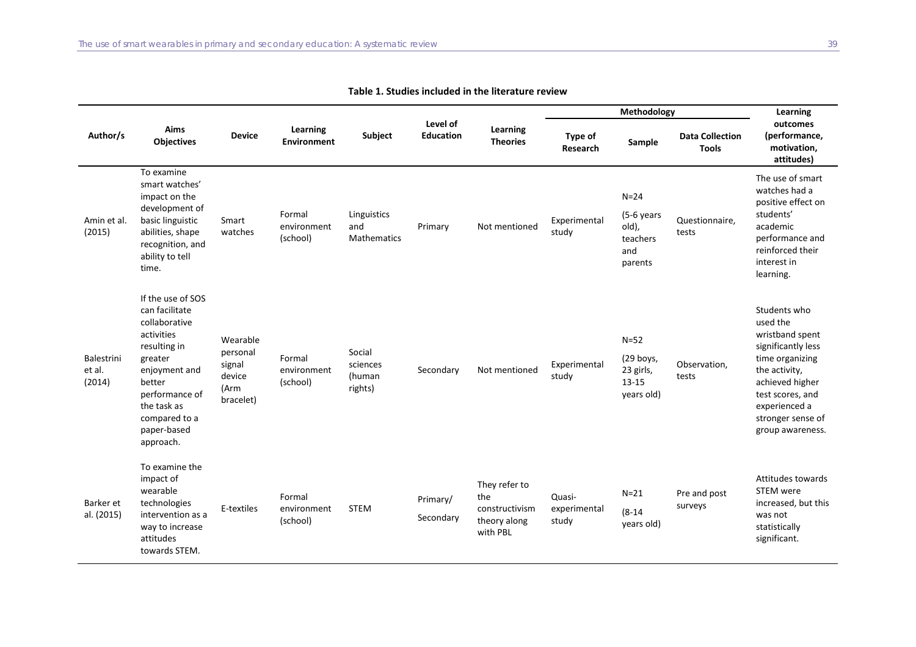**Table 1. Studies included in the literature review**

| Author/s | Aims Objectives | Device | Learning Environment | Subject | Level of Education | Learning Theories | Methodology | | | Learning outcomes (performance, motivation, attitudes) |
|---|---|---|---|---|---|---|---|---|---|---|
| | | | | | | | Type of Research | Sample | Data Collection Tools | |
| Amin et al. (2015) | To examine smart watches' impact on the development of basic linguistic abilities, shape recognition, and ability to tell time. | Smart watches | Formal environment (school) | Linguistics and Mathematics | Primary | Not mentioned | Experimental study | N=24 (5-6 years old), teachers and parents | Questionnaire, tests | The use of smart watches had a positive effect on students' academic performance and reinforced their interest in learning. |
| Balestrini et al. (2014) | If the use of SOS can facilitate collaborative activities resulting in greater enjoyment and better performance of the task as compared to a paper-based approach. | Wearable personal signal device (Arm bracelet) | Formal environment (school) | Social sciences (human rights) | Secondary | Not mentioned | Experimental study | N=52 (29 boys, 23 girls, 13-15 years old) | Observation, tests | Students who used the wristband spent significantly less time organizing the activity, achieved higher test scores, and experienced a stronger sense of group awareness. |
| Barker et al. (2015) | To examine the impact of wearable technologies intervention as a way to increase attitudes towards STEM. | E-textiles | Formal environment (school) | STEM | Primary/ Secondary | They refer to the constructivism theory along with PBL | Quasi-experimental study | N=21 (8-14 years old) | Pre and post surveys | Attitudes towards STEM were increased, but this was not statistically significant. |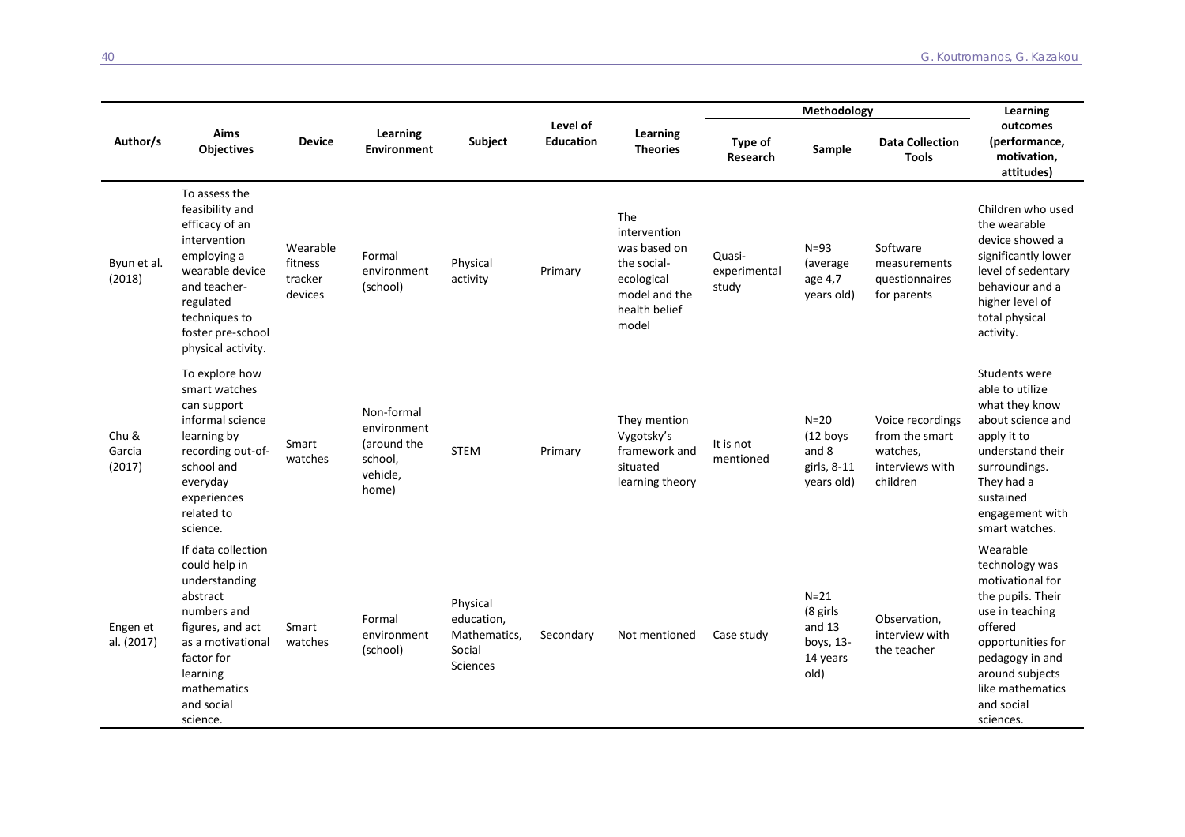| Author/s | Aims Objectives | Device | Learning Environment | Subject | Level of Education | Learning Theories | Methodology | | | Learning outcomes (performance, motivation, attitudes) |
|---|---|---|---|---|---|---|---|---|---|---|
| | | | | | | | Type of Research | Sample | Data Collection Tools | |
| Byun et al. (2018) | To assess the feasibility and efficacy of an intervention employing a wearable device and teacher-regulated techniques to foster pre-school physical activity. | Wearable fitness tracker devices | Formal environment (school) | Physical activity | Primary | The intervention was based on the social-ecological model and the health belief model | Quasi-experimental study | N=93 (average age 4,7 years old) | Software measurements questionnaires for parents | Children who used the wearable device showed a significantly lower level of sedentary behaviour and a higher level of total physical activity. |
| Chu & Garcia (2017) | To explore how smart watches can support informal science learning by recording out-of-school and everyday experiences related to science. | Smart watches | Non-formal environment (around the school, vehicle, home) | STEM | Primary | They mention Vygotsky's framework and situated learning theory | It is not mentioned | N=20 (12 boys and 8 girls, 8-11 years old) | Voice recordings from the smart watches, interviews with children | Students were able to utilize what they know about science and apply it to understand their surroundings. They had a sustained engagement with smart watches. |
| Engen et al. (2017) | If data collection could help in understanding abstract numbers and figures, and act as a motivational factor for learning mathematics and social science. | Smart watches | Formal environment (school) | Physical education, Mathematics, Social Sciences | Secondary | Not mentioned | Case study | N=21 (8 girls and 13 boys, 13-14 years old) | Observation, interview with the teacher | Wearable technology was motivational for the pupils. Their use in teaching offered opportunities for pedagogy in and around subjects like mathematics and social sciences. |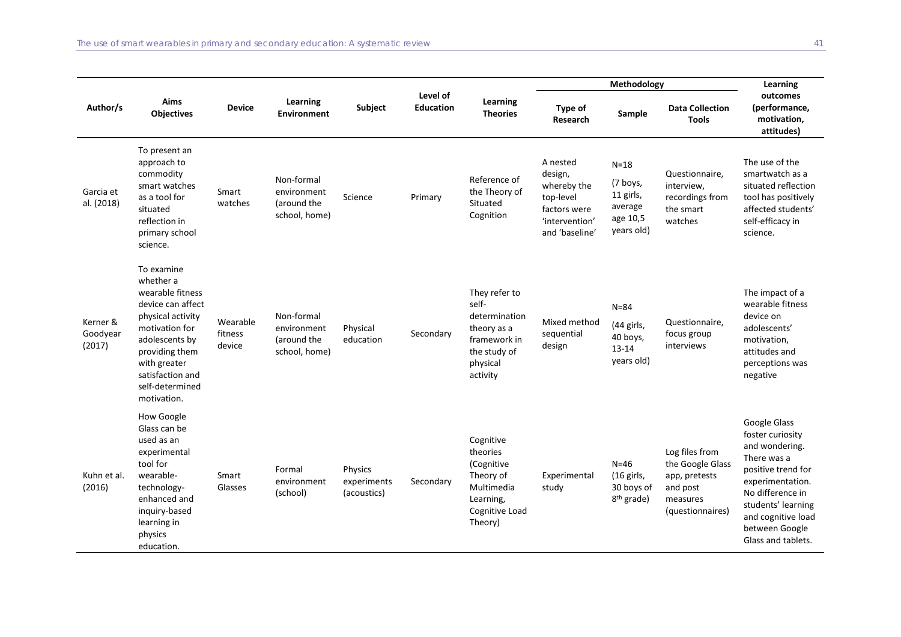| Author/s | Aims Objectives | Device | Learning Environment | Subject | Level of Education | Learning Theories | Methodology | | | Learning outcomes (performance, motivation, attitudes) |
|---|---|---|---|---|---|---|---|---|---|---|
| | | | | | | | Type of Research | Sample | Data Collection Tools | |
| Garcia et al. (2018) | To present an approach to commodity smart watches as a tool for situated reflection in primary school science. | Smart watches | Non-formal environment (around the school, home) | Science | Primary | Reference of the Theory of Situated Cognition | A nested design, whereby the top-level factors were 'intervention' and 'baseline' | N=18 (7 boys, 11 girls, average age 10,5 years old) | Questionnaire, interview, recordings from the smart watches | The use of the smartwatch as a situated reflection tool has positively affected students' self-efficacy in science. |
| Kerner & Goodyear (2017) | To examine whether a wearable fitness device can affect physical activity motivation for adolescents by providing them with greater satisfaction and self-determined motivation. | Wearable fitness device | Non-formal environment (around the school, home) | Physical education | Secondary | They refer to self-determination theory as a framework in the study of physical activity | Mixed method sequential design | N=84 (44 girls, 40 boys, 13-14 years old) | Questionnaire, focus group interviews | The impact of a wearable fitness device on adolescents' motivation, attitudes and perceptions was negative |
| Kuhn et al. (2016) | How Google Glass can be used as an experimental tool for wearable-technology-enhanced and inquiry-based learning in physics education. | Smart Glasses | Formal environment (school) | Physics experiments (acoustics) | Secondary | Cognitive theories (Cognitive Theory of Multimedia Learning, Cognitive Load Theory) | Experimental study | N=46 (16 girls, 30 boys of 8th grade) | Log files from the Google Glass app, pretests and post measures (questionnaires) | Google Glass foster curiosity and wondering. There was a positive trend for experimentation. No difference in students' learning and cognitive load between Google Glass and tablets. |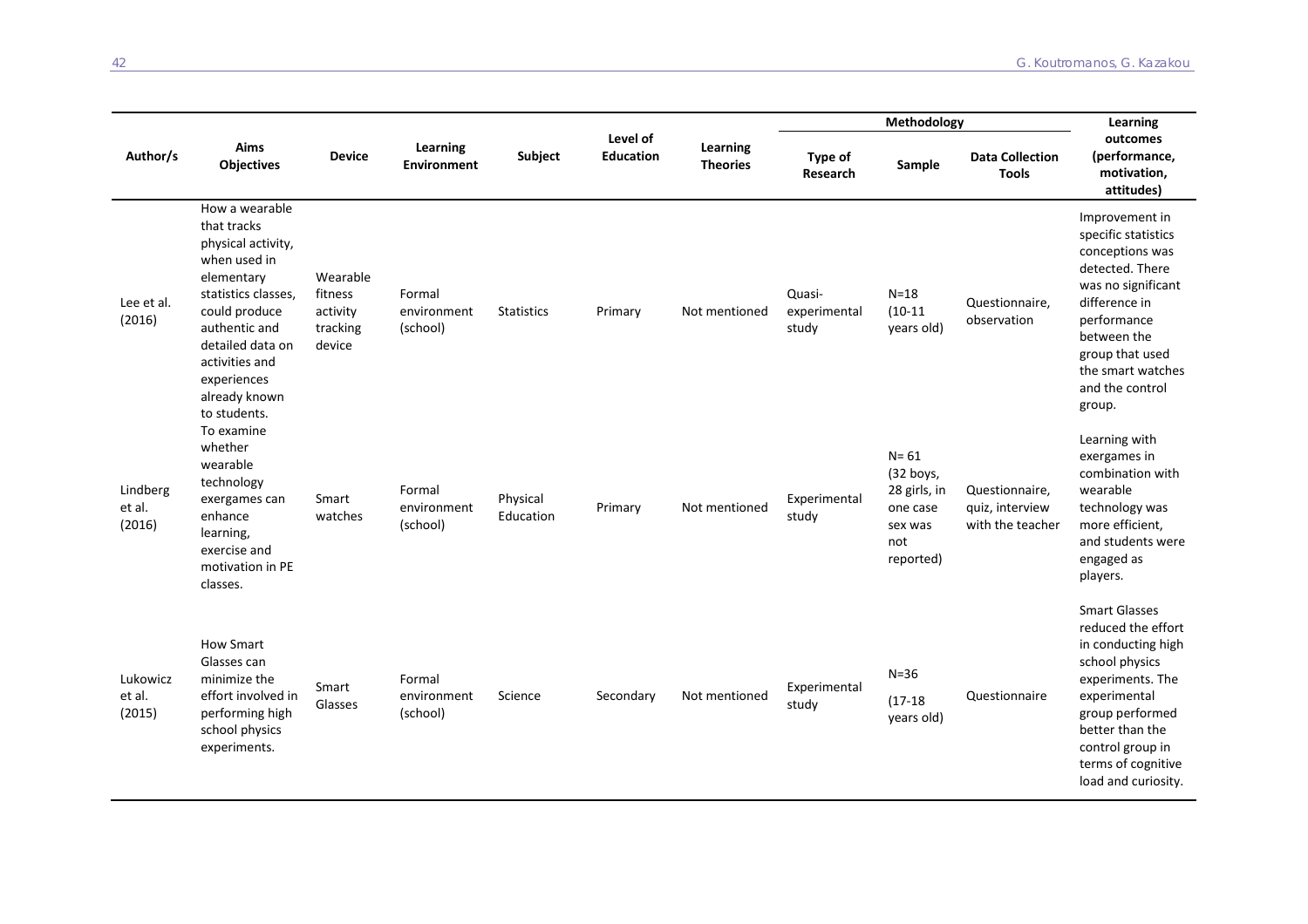| Author/s | Aims Objectives | Device | Learning Environment | Subject | Level of Education | Learning Theories | Methodology | | | Learning outcomes (performance, motivation, attitudes) |
|---|---|---|---|---|---|---|---|---|---|---|
| | | | | | | | Type of Research | Sample | Data Collection Tools | |
| Lee et al. (2016) | How a wearable that tracks physical activity, when used in elementary statistics classes, could produce authentic and detailed data on activities and experiences already known to students. | Wearable fitness activity tracking device | Formal environment (school) | Statistics | Primary | Not mentioned | Quasi-experimental study | N=18 (10-11 years old) | Questionnaire, observation | Improvement in specific statistics conceptions was detected. There was no significant difference in performance between the group that used the smart watches and the control group. |
| Lindberg et al. (2016) | To examine whether wearable technology exergames can enhance learning, exercise and motivation in PE classes. | Smart watches | Formal environment (school) | Physical Education | Primary | Not mentioned | Experimental study | N= 61 (32 boys, 28 girls, in one case sex was not reported) | Questionnaire, quiz, interview with the teacher | Learning with exergames in combination with wearable technology was more efficient, and students were engaged as players. |
| Lukowicz et al. (2015) | How Smart Glasses can minimize the effort involved in performing high school physics experiments. | Smart Glasses | Formal environment (school) | Science | Secondary | Not mentioned | Experimental study | N=36 (17-18 years old) | Questionnaire | Smart Glasses reduced the effort in conducting high school physics experiments. The experimental group performed better than the control group in terms of cognitive load and curiosity. |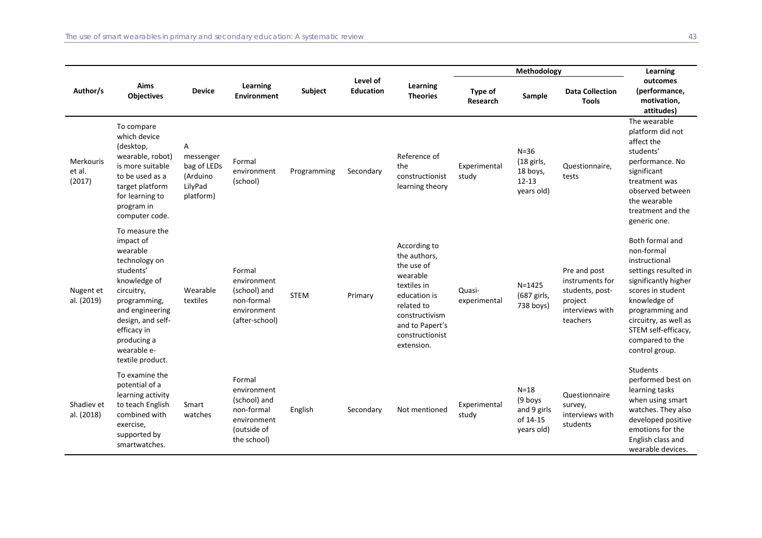| Author/s | Aims Objectives | Device | Learning Environment | Subject | Level of Education | Learning Theories | Methodology | | | Learning outcomes (performance, motivation, attitudes) |
|---|---|---|---|---|---|---|---|---|---|---|
| | | | | | | | Type of Research | Sample | Data Collection Tools | |
| Merkouris et al. (2017) | To compare which device (desktop, wearable, robot) is more suitable to be used as a target platform for learning to program in computer code. | A messenger bag of LEDs (Arduino LilyPad platform) | Formal environment (school) | Programming | Secondary | Reference of the constructionist learning theory | Experimental study | N=36 (18 girls, 18 boys, 12-13 years old) | Questionnaire, tests | The wearable platform did not affect the students' performance. No significant treatment was observed between the wearable treatment and the generic one. |
| Nugent et al. (2019) | To measure the impact of wearable technology on students' knowledge of circuitry, programming, and engineering design, and self-efficacy in producing a wearable e-textile product. | Wearable textiles | Formal environment (school) and non-formal environment (after-school) | STEM | Primary | According to the authors, the use of wearable textiles in education is related to constructivism and to Papert's constructionist extension. | Quasi-experimental | N=1425 (687 girls, 738 boys) | Pre and post instruments for students, post-project interviews with teachers | Both formal and non-formal instructional settings resulted in significantly higher scores in student knowledge of programming and circuitry, as well as STEM self-efficacy, compared to the control group. |
| Shadiev et al. (2018) | To examine the potential of a learning activity to teach English combined with exercise, supported by smartwatches. | Smart watches | Formal environment (school) and non-formal environment (outside of the school) | English | Secondary | Not mentioned | Experimental study | N=18 (9 boys and 9 girls of 14-15 years old) | Questionnaire survey, interviews with students | Students performed best on learning tasks when using smart watches. They also developed positive emotions for the English class and wearable devices. |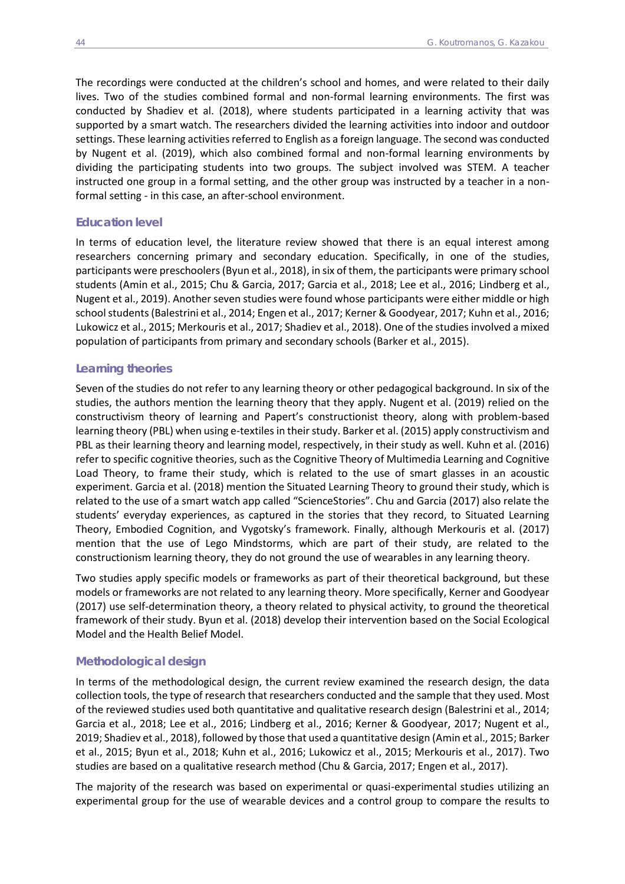The recordings were conducted at the children's school and homes, and were related to their daily lives. Two of the studies combined formal and non-formal learning environments. The first was conducted by Shadiev et al. (2018), where students participated in a learning activity that was supported by a smart watch. The researchers divided the learning activities into indoor and outdoor settings. These learning activities referred to English as a foreign language. The second was conducted by Nugent et al. (2019), which also combined formal and non-formal learning environments by dividing the participating students into two groups. The subject involved was STEM. A teacher instructed one group in a formal setting, and the other group was instructed by a teacher in a non-formal setting - in this case, an after-school environment.

### Education level

In terms of education level, the literature review showed that there is an equal interest among researchers concerning primary and secondary education. Specifically, in one of the studies, participants were preschoolers (Byun et al., 2018), in six of them, the participants were primary school students (Amin et al., 2015; Chu & Garcia, 2017; Garcia et al., 2018; Lee et al., 2016; Lindberg et al., Nugent et al., 2019). Another seven studies were found whose participants were either middle or high school students (Balestrini et al., 2014; Engen et al., 2017; Kerner & Goodyear, 2017; Kuhn et al., 2016; Lukowicz et al., 2015; Merkouris et al., 2017; Shadiev et al., 2018). One of the studies involved a mixed population of participants from primary and secondary schools (Barker et al., 2015).

### Learning theories

Seven of the studies do not refer to any learning theory or other pedagogical background. In six of the studies, the authors mention the learning theory that they apply. Nugent et al. (2019) relied on the constructivism theory of learning and Papert's constructionist theory, along with problem-based learning theory (PBL) when using e-textiles in their study. Barker et al. (2015) apply constructivism and PBL as their learning theory and learning model, respectively, in their study as well. Kuhn et al. (2016) refer to specific cognitive theories, such as the Cognitive Theory of Multimedia Learning and Cognitive Load Theory, to frame their study, which is related to the use of smart glasses in an acoustic experiment. Garcia et al. (2018) mention the Situated Learning Theory to ground their study, which is related to the use of a smart watch app called "ScienceStories". Chu and Garcia (2017) also relate the students' everyday experiences, as captured in the stories that they record, to Situated Learning Theory, Embodied Cognition, and Vygotsky's framework. Finally, although Merkouris et al. (2017) mention that the use of Lego Mindstorms, which are part of their study, are related to the constructionism learning theory, they do not ground the use of wearables in any learning theory.

Two studies apply specific models or frameworks as part of their theoretical background, but these models or frameworks are not related to any learning theory. More specifically, Kerner and Goodyear (2017) use self-determination theory, a theory related to physical activity, to ground the theoretical framework of their study. Byun et al. (2018) develop their intervention based on the Social Ecological Model and the Health Belief Model.

### Methodological design

In terms of the methodological design, the current review examined the research design, the data collection tools, the type of research that researchers conducted and the sample that they used. Most of the reviewed studies used both quantitative and qualitative research design (Balestrini et al., 2014; Garcia et al., 2018; Lee et al., 2016; Lindberg et al., 2016; Kerner & Goodyear, 2017; Nugent et al., 2019; Shadiev et al., 2018), followed by those that used a quantitative design (Amin et al., 2015; Barker et al., 2015; Byun et al., 2018; Kuhn et al., 2016; Lukowicz et al., 2015; Merkouris et al., 2017). Two studies are based on a qualitative research method (Chu & Garcia, 2017; Engen et al., 2017).

The majority of the research was based on experimental or quasi-experimental studies utilizing an experimental group for the use of wearable devices and a control group to compare the results to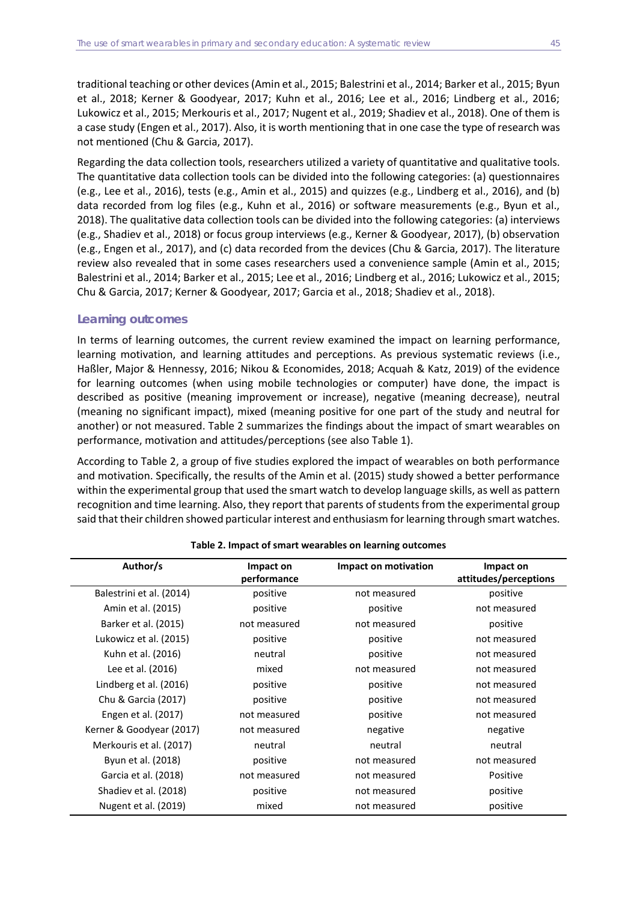traditional teaching or other devices (Amin et al., 2015; Balestrini et al., 2014; Barker et al., 2015; Byun et al., 2018; Kerner & Goodyear, 2017; Kuhn et al., 2016; Lee et al., 2016; Lindberg et al., 2016; Lukowicz et al., 2015; Merkouris et al., 2017; Nugent et al., 2019; Shadiev et al., 2018). One of them is a case study (Engen et al., 2017). Also, it is worth mentioning that in one case the type of research was not mentioned (Chu & Garcia, 2017).

Regarding the data collection tools, researchers utilized a variety of quantitative and qualitative tools. The quantitative data collection tools can be divided into the following categories: (a) questionnaires (e.g., Lee et al., 2016), tests (e.g., Amin et al., 2015) and quizzes (e.g., Lindberg et al., 2016), and (b) data recorded from log files (e.g., Kuhn et al., 2016) or software measurements (e.g., Byun et al., 2018). The qualitative data collection tools can be divided into the following categories: (a) interviews (e.g., Shadiev et al., 2018) or focus group interviews (e.g., Kerner & Goodyear, 2017), (b) observation (e.g., Engen et al., 2017), and (c) data recorded from the devices (Chu & Garcia, 2017). The literature review also revealed that in some cases researchers used a convenience sample (Amin et al., 2015; Balestrini et al., 2014; Barker et al., 2015; Lee et al., 2016; Lindberg et al., 2016; Lukowicz et al., 2015; Chu & Garcia, 2017; Kerner & Goodyear, 2017; Garcia et al., 2018; Shadiev et al., 2018).

### Learning outcomes

In terms of learning outcomes, the current review examined the impact on learning performance, learning motivation, and learning attitudes and perceptions. As previous systematic reviews (i.e., Haßler, Major & Hennessy, 2016; Nikou & Economides, 2018; Acquah & Katz, 2019) of the evidence for learning outcomes (when using mobile technologies or computer) have done, the impact is described as positive (meaning improvement or increase), negative (meaning decrease), neutral (meaning no significant impact), mixed (meaning positive for one part of the study and neutral for another) or not measured. Table 2 summarizes the findings about the impact of smart wearables on performance, motivation and attitudes/perceptions (see also Table 1).

According to Table 2, a group of five studies explored the impact of wearables on both performance and motivation. Specifically, the results of the Amin et al. (2015) study showed a better performance within the experimental group that used the smart watch to develop language skills, as well as pattern recognition and time learning. Also, they report that parents of students from the experimental group said that their children showed particular interest and enthusiasm for learning through smart watches.

**Table 2. Impact of smart wearables on learning outcomes**

| Author/s | Impact on performance | Impact on motivation | Impact on attitudes/perceptions |
|---|---|---|---|
| Balestrini et al. (2014) | positive | not measured | positive |
| Amin et al. (2015) | positive | positive | not measured |
| Barker et al. (2015) | not measured | not measured | positive |
| Lukowicz et al. (2015) | positive | positive | not measured |
| Kuhn et al. (2016) | neutral | positive | not measured |
| Lee et al. (2016) | mixed | not measured | not measured |
| Lindberg et al. (2016) | positive | positive | not measured |
| Chu & Garcia (2017) | positive | positive | not measured |
| Engen et al. (2017) | not measured | positive | not measured |
| Kerner & Goodyear (2017) | not measured | negative | negative |
| Merkouris et al. (2017) | neutral | neutral | neutral |
| Byun et al. (2018) | positive | not measured | not measured |
| Garcia et al. (2018) | not measured | not measured | Positive |
| Shadiev et al. (2018) | positive | not measured | positive |
| Nugent et al. (2019) | mixed | not measured | positive |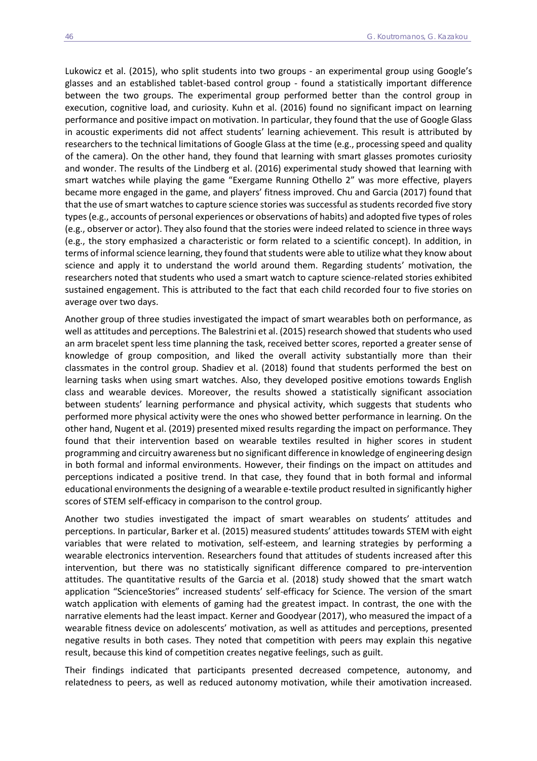Lukowicz et al. (2015), who split students into two groups - an experimental group using Google's glasses and an established tablet-based control group - found a statistically important difference between the two groups. The experimental group performed better than the control group in execution, cognitive load, and curiosity. Kuhn et al. (2016) found no significant impact on learning performance and positive impact on motivation. In particular, they found that the use of Google Glass in acoustic experiments did not affect students' learning achievement. This result is attributed by researchers to the technical limitations of Google Glass at the time (e.g., processing speed and quality of the camera). On the other hand, they found that learning with smart glasses promotes curiosity and wonder. The results of the Lindberg et al. (2016) experimental study showed that learning with smart watches while playing the game "Exergame Running Othello 2" was more effective, players became more engaged in the game, and players' fitness improved. Chu and Garcia (2017) found that that the use of smart watches to capture science stories was successful as students recorded five story types (e.g., accounts of personal experiences or observations of habits) and adopted five types of roles (e.g., observer or actor). They also found that the stories were indeed related to science in three ways (e.g., the story emphasized a characteristic or form related to a scientific concept). In addition, in terms of informal science learning, they found that students were able to utilize what they know about science and apply it to understand the world around them. Regarding students' motivation, the researchers noted that students who used a smart watch to capture science-related stories exhibited sustained engagement. This is attributed to the fact that each child recorded four to five stories on average over two days.

Another group of three studies investigated the impact of smart wearables both on performance, as well as attitudes and perceptions. The Balestrini et al. (2015) research showed that students who used an arm bracelet spent less time planning the task, received better scores, reported a greater sense of knowledge of group composition, and liked the overall activity substantially more than their classmates in the control group. Shadiev et al. (2018) found that students performed the best on learning tasks when using smart watches. Also, they developed positive emotions towards English class and wearable devices. Moreover, the results showed a statistically significant association between students' learning performance and physical activity, which suggests that students who performed more physical activity were the ones who showed better performance in learning. On the other hand, Nugent et al. (2019) presented mixed results regarding the impact on performance. They found that their intervention based on wearable textiles resulted in higher scores in student programming and circuitry awareness but no significant difference in knowledge of engineering design in both formal and informal environments. However, their findings on the impact on attitudes and perceptions indicated a positive trend. In that case, they found that in both formal and informal educational environments the designing of a wearable e-textile product resulted in significantly higher scores of STEM self-efficacy in comparison to the control group.

Another two studies investigated the impact of smart wearables on students' attitudes and perceptions. In particular, Barker et al. (2015) measured students' attitudes towards STEM with eight variables that were related to motivation, self-esteem, and learning strategies by performing a wearable electronics intervention. Researchers found that attitudes of students increased after this intervention, but there was no statistically significant difference compared to pre-intervention attitudes. The quantitative results of the Garcia et al. (2018) study showed that the smart watch application "ScienceStories" increased students' self-efficacy for Science. The version of the smart watch application with elements of gaming had the greatest impact. In contrast, the one with the narrative elements had the least impact. Kerner and Goodyear (2017), who measured the impact of a wearable fitness device on adolescents' motivation, as well as attitudes and perceptions, presented negative results in both cases. They noted that competition with peers may explain this negative result, because this kind of competition creates negative feelings, such as guilt.

Their findings indicated that participants presented decreased competence, autonomy, and relatedness to peers, as well as reduced autonomy motivation, while their amotivation increased.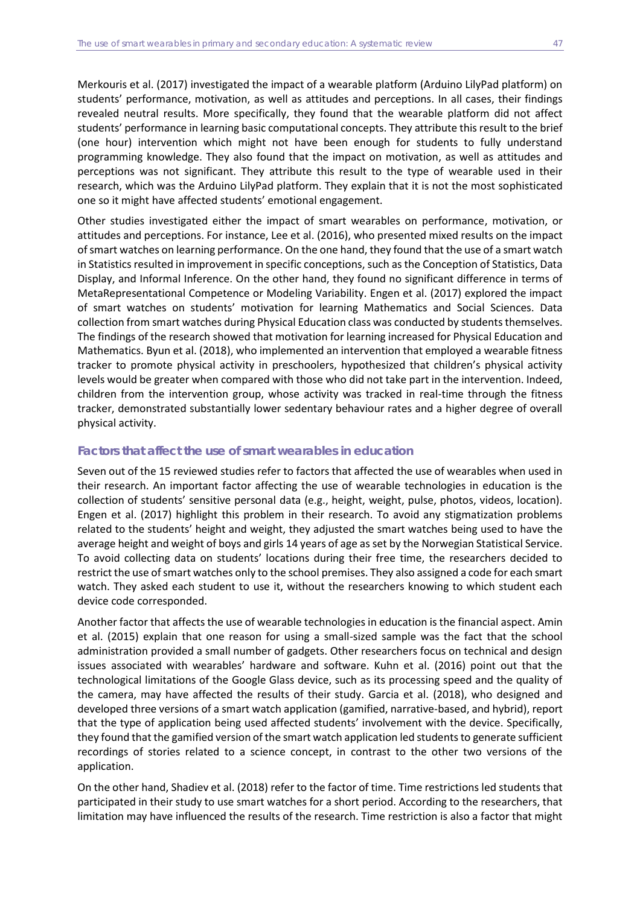Merkouris et al. (2017) investigated the impact of a wearable platform (Arduino LilyPad platform) on students' performance, motivation, as well as attitudes and perceptions. In all cases, their findings revealed neutral results. More specifically, they found that the wearable platform did not affect students' performance in learning basic computational concepts. They attribute this result to the brief (one hour) intervention which might not have been enough for students to fully understand programming knowledge. They also found that the impact on motivation, as well as attitudes and perceptions was not significant. They attribute this result to the type of wearable used in their research, which was the Arduino LilyPad platform. They explain that it is not the most sophisticated one so it might have affected students' emotional engagement.

Other studies investigated either the impact of smart wearables on performance, motivation, or attitudes and perceptions. For instance, Lee et al. (2016), who presented mixed results on the impact of smart watches on learning performance. On the one hand, they found that the use of a smart watch in Statistics resulted in improvement in specific conceptions, such as the Conception of Statistics, Data Display, and Informal Inference. On the other hand, they found no significant difference in terms of MetaRepresentational Competence or Modeling Variability. Engen et al. (2017) explored the impact of smart watches on students' motivation for learning Mathematics and Social Sciences. Data collection from smart watches during Physical Education class was conducted by students themselves. The findings of the research showed that motivation for learning increased for Physical Education and Mathematics. Byun et al. (2018), who implemented an intervention that employed a wearable fitness tracker to promote physical activity in preschoolers, hypothesized that children's physical activity levels would be greater when compared with those who did not take part in the intervention. Indeed, children from the intervention group, whose activity was tracked in real-time through the fitness tracker, demonstrated substantially lower sedentary behaviour rates and a higher degree of overall physical activity.

### Factors that affect the use of smart wearables in education

Seven out of the 15 reviewed studies refer to factors that affected the use of wearables when used in their research. An important factor affecting the use of wearable technologies in education is the collection of students' sensitive personal data (e.g., height, weight, pulse, photos, videos, location). Engen et al. (2017) highlight this problem in their research. To avoid any stigmatization problems related to the students' height and weight, they adjusted the smart watches being used to have the average height and weight of boys and girls 14 years of age as set by the Norwegian Statistical Service. To avoid collecting data on students' locations during their free time, the researchers decided to restrict the use of smart watches only to the school premises. They also assigned a code for each smart watch. They asked each student to use it, without the researchers knowing to which student each device code corresponded.

Another factor that affects the use of wearable technologies in education is the financial aspect. Amin et al. (2015) explain that one reason for using a small-sized sample was the fact that the school administration provided a small number of gadgets. Other researchers focus on technical and design issues associated with wearables' hardware and software. Kuhn et al. (2016) point out that the technological limitations of the Google Glass device, such as its processing speed and the quality of the camera, may have affected the results of their study. Garcia et al. (2018), who designed and developed three versions of a smart watch application (gamified, narrative-based, and hybrid), report that the type of application being used affected students' involvement with the device. Specifically, they found that the gamified version of the smart watch application led students to generate sufficient recordings of stories related to a science concept, in contrast to the other two versions of the application.

On the other hand, Shadiev et al. (2018) refer to the factor of time. Time restrictions led students that participated in their study to use smart watches for a short period. According to the researchers, that limitation may have influenced the results of the research. Time restriction is also a factor that might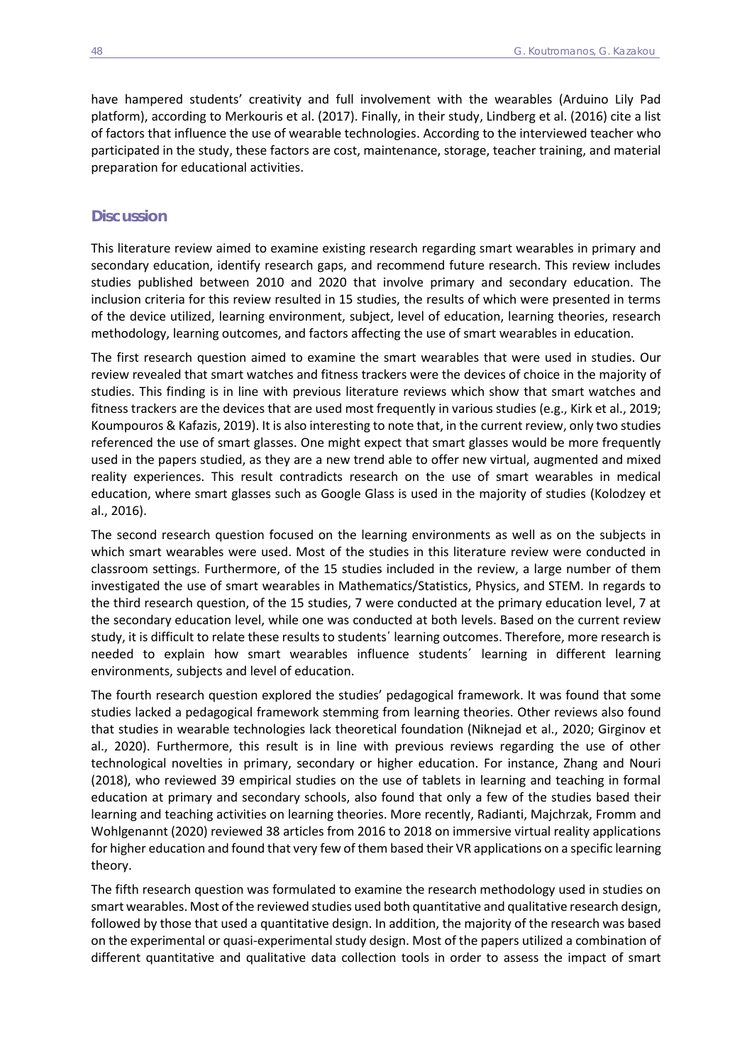have hampered students' creativity and full involvement with the wearables (Arduino Lily Pad platform), according to Merkouris et al. (2017). Finally, in their study, Lindberg et al. (2016) cite a list of factors that influence the use of wearable technologies. According to the interviewed teacher who participated in the study, these factors are cost, maintenance, storage, teacher training, and material preparation for educational activities.

## Discussion

This literature review aimed to examine existing research regarding smart wearables in primary and secondary education, identify research gaps, and recommend future research. This review includes studies published between 2010 and 2020 that involve primary and secondary education. The inclusion criteria for this review resulted in 15 studies, the results of which were presented in terms of the device utilized, learning environment, subject, level of education, learning theories, research methodology, learning outcomes, and factors affecting the use of smart wearables in education.

The first research question aimed to examine the smart wearables that were used in studies. Our review revealed that smart watches and fitness trackers were the devices of choice in the majority of studies. This finding is in line with previous literature reviews which show that smart watches and fitness trackers are the devices that are used most frequently in various studies (e.g., Kirk et al., 2019; Koumpouros & Kafazis, 2019). It is also interesting to note that, in the current review, only two studies referenced the use of smart glasses. One might expect that smart glasses would be more frequently used in the papers studied, as they are a new trend able to offer new virtual, augmented and mixed reality experiences. This result contradicts research on the use of smart wearables in medical education, where smart glasses such as Google Glass is used in the majority of studies (Kolodzey et al., 2016).

The second research question focused on the learning environments as well as on the subjects in which smart wearables were used. Most of the studies in this literature review were conducted in classroom settings. Furthermore, of the 15 studies included in the review, a large number of them investigated the use of smart wearables in Mathematics/Statistics, Physics, and STEM. In regards to the third research question, of the 15 studies, 7 were conducted at the primary education level, 7 at the secondary education level, while one was conducted at both levels. Based on the current review study, it is difficult to relate these results to students΄ learning outcomes. Therefore, more research is needed to explain how smart wearables influence students΄ learning in different learning environments, subjects and level of education.

The fourth research question explored the studies' pedagogical framework. It was found that some studies lacked a pedagogical framework stemming from learning theories. Other reviews also found that studies in wearable technologies lack theoretical foundation (Niknejad et al., 2020; Girginov et al., 2020). Furthermore, this result is in line with previous reviews regarding the use of other technological novelties in primary, secondary or higher education. For instance, Zhang and Nouri (2018), who reviewed 39 empirical studies on the use of tablets in learning and teaching in formal education at primary and secondary schools, also found that only a few of the studies based their learning and teaching activities on learning theories. More recently, Radianti, Majchrzak, Fromm and Wohlgenannt (2020) reviewed 38 articles from 2016 to 2018 on immersive virtual reality applications for higher education and found that very few of them based their VR applications on a specific learning theory.

The fifth research question was formulated to examine the research methodology used in studies on smart wearables. Most of the reviewed studies used both quantitative and qualitative research design, followed by those that used a quantitative design. In addition, the majority of the research was based on the experimental or quasi-experimental study design. Most of the papers utilized a combination of different quantitative and qualitative data collection tools in order to assess the impact of smart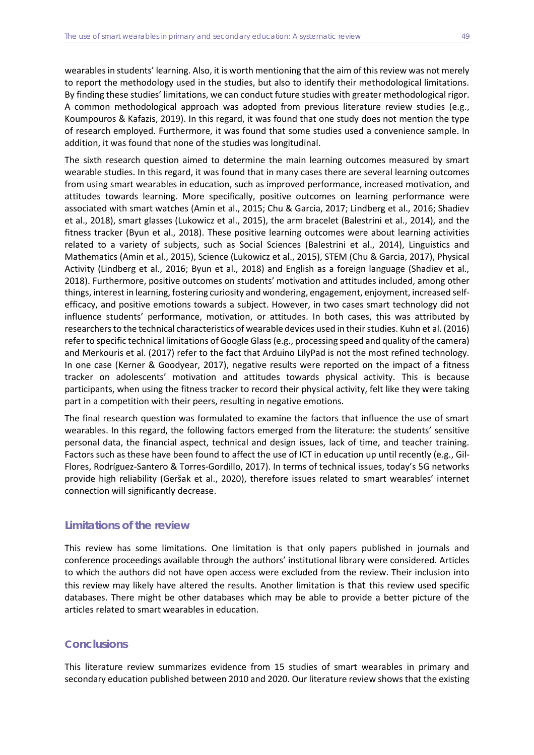wearables in students' learning. Also, it is worth mentioning that the aim of this review was not merely to report the methodology used in the studies, but also to identify their methodological limitations. By finding these studies' limitations, we can conduct future studies with greater methodological rigor. A common methodological approach was adopted from previous literature review studies (e.g., Koumpouros & Kafazis, 2019). In this regard, it was found that one study does not mention the type of research employed. Furthermore, it was found that some studies used a convenience sample. In addition, it was found that none of the studies was longitudinal.

The sixth research question aimed to determine the main learning outcomes measured by smart wearable studies. In this regard, it was found that in many cases there are several learning outcomes from using smart wearables in education, such as improved performance, increased motivation, and attitudes towards learning. More specifically, positive outcomes on learning performance were associated with smart watches (Amin et al., 2015; Chu & Garcia, 2017; Lindberg et al., 2016; Shadiev et al., 2018), smart glasses (Lukowicz et al., 2015), the arm bracelet (Balestrini et al., 2014), and the fitness tracker (Byun et al., 2018). These positive learning outcomes were about learning activities related to a variety of subjects, such as Social Sciences (Balestrini et al., 2014), Linguistics and Mathematics (Amin et al., 2015), Science (Lukowicz et al., 2015), STEM (Chu & Garcia, 2017), Physical Activity (Lindberg et al., 2016; Byun et al., 2018) and English as a foreign language (Shadiev et al., 2018). Furthermore, positive outcomes on students' motivation and attitudes included, among other things, interest in learning, fostering curiosity and wondering, engagement, enjoyment, increased self-efficacy, and positive emotions towards a subject. However, in two cases smart technology did not influence students' performance, motivation, or attitudes. In both cases, this was attributed by researchers to the technical characteristics of wearable devices used in their studies. Kuhn et al. (2016) refer to specific technical limitations of Google Glass (e.g., processing speed and quality of the camera) and Merkouris et al. (2017) refer to the fact that Arduino LilyPad is not the most refined technology. In one case (Kerner & Goodyear, 2017), negative results were reported on the impact of a fitness tracker on adolescents' motivation and attitudes towards physical activity. This is because participants, when using the fitness tracker to record their physical activity, felt like they were taking part in a competition with their peers, resulting in negative emotions.

The final research question was formulated to examine the factors that influence the use of smart wearables. In this regard, the following factors emerged from the literature: the students' sensitive personal data, the financial aspect, technical and design issues, lack of time, and teacher training. Factors such as these have been found to affect the use of ICT in education up until recently (e.g., Gil-Flores, Rodríguez-Santero & Torres-Gordillo, 2017). In terms of technical issues, today's 5G networks provide high reliability (Geršak et al., 2020), therefore issues related to smart wearables' internet connection will significantly decrease.

## Limitations of the review

This review has some limitations. One limitation is that only papers published in journals and conference proceedings available through the authors' institutional library were considered. Articles to which the authors did not have open access were excluded from the review. Their inclusion into this review may likely have altered the results. Another limitation is that this review used specific databases. There might be other databases which may be able to provide a better picture of the articles related to smart wearables in education.

## Conclusions

This literature review summarizes evidence from 15 studies of smart wearables in primary and secondary education published between 2010 and 2020. Our literature review shows that the existing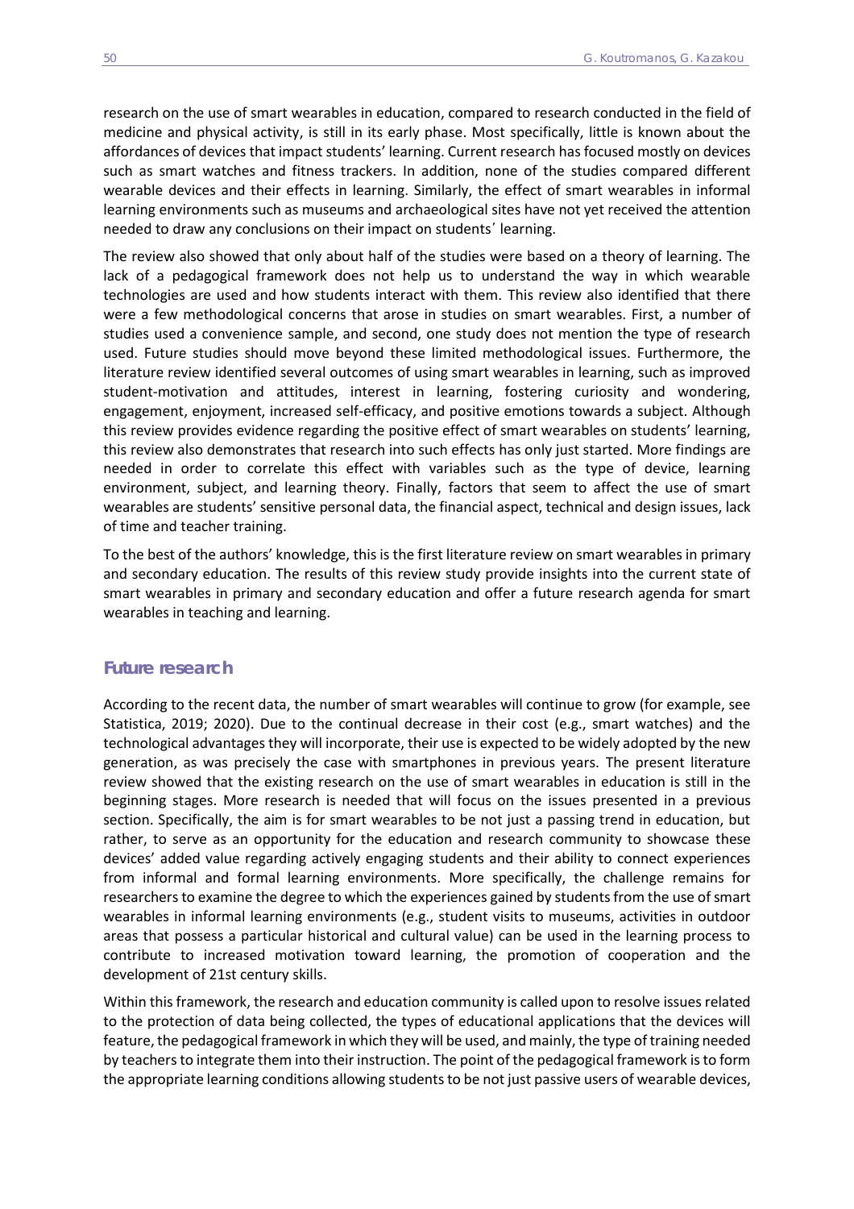research on the use of smart wearables in education, compared to research conducted in the field of medicine and physical activity, is still in its early phase. Most specifically, little is known about the affordances of devices that impact students' learning. Current research has focused mostly on devices such as smart watches and fitness trackers. In addition, none of the studies compared different wearable devices and their effects in learning. Similarly, the effect of smart wearables in informal learning environments such as museums and archaeological sites have not yet received the attention needed to draw any conclusions on their impact on students´ learning.

The review also showed that only about half of the studies were based on a theory of learning. The lack of a pedagogical framework does not help us to understand the way in which wearable technologies are used and how students interact with them. This review also identified that there were a few methodological concerns that arose in studies on smart wearables. First, a number of studies used a convenience sample, and second, one study does not mention the type of research used. Future studies should move beyond these limited methodological issues. Furthermore, the literature review identified several outcomes of using smart wearables in learning, such as improved student-motivation and attitudes, interest in learning, fostering curiosity and wondering, engagement, enjoyment, increased self-efficacy, and positive emotions towards a subject. Although this review provides evidence regarding the positive effect of smart wearables on students' learning, this review also demonstrates that research into such effects has only just started. More findings are needed in order to correlate this effect with variables such as the type of device, learning environment, subject, and learning theory. Finally, factors that seem to affect the use of smart wearables are students' sensitive personal data, the financial aspect, technical and design issues, lack of time and teacher training.

To the best of the authors' knowledge, this is the first literature review on smart wearables in primary and secondary education. The results of this review study provide insights into the current state of smart wearables in primary and secondary education and offer a future research agenda for smart wearables in teaching and learning.

## Future research

According to the recent data, the number of smart wearables will continue to grow (for example, see Statistica, 2019; 2020). Due to the continual decrease in their cost (e.g., smart watches) and the technological advantages they will incorporate, their use is expected to be widely adopted by the new generation, as was precisely the case with smartphones in previous years. The present literature review showed that the existing research on the use of smart wearables in education is still in the beginning stages. More research is needed that will focus on the issues presented in a previous section. Specifically, the aim is for smart wearables to be not just a passing trend in education, but rather, to serve as an opportunity for the education and research community to showcase these devices' added value regarding actively engaging students and their ability to connect experiences from informal and formal learning environments. More specifically, the challenge remains for researchers to examine the degree to which the experiences gained by students from the use of smart wearables in informal learning environments (e.g., student visits to museums, activities in outdoor areas that possess a particular historical and cultural value) can be used in the learning process to contribute to increased motivation toward learning, the promotion of cooperation and the development of 21st century skills.

Within this framework, the research and education community is called upon to resolve issues related to the protection of data being collected, the types of educational applications that the devices will feature, the pedagogical framework in which they will be used, and mainly, the type of training needed by teachers to integrate them into their instruction. The point of the pedagogical framework is to form the appropriate learning conditions allowing students to be not just passive users of wearable devices,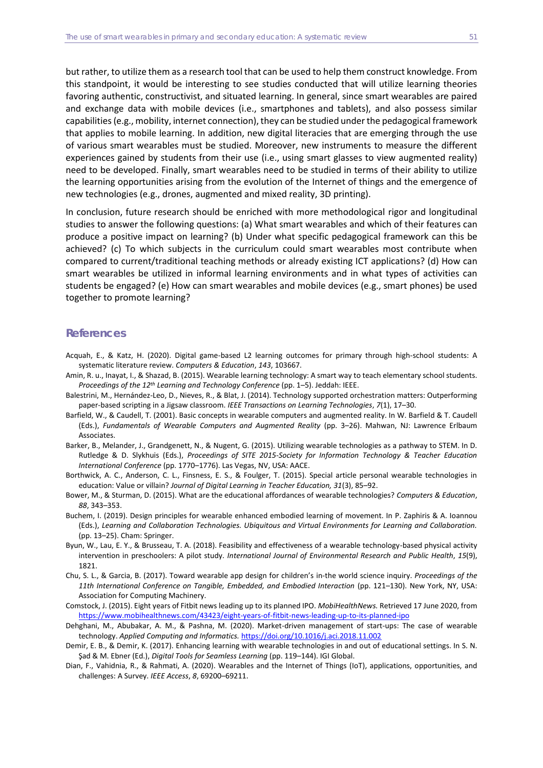but rather, to utilize them as a research tool that can be used to help them construct knowledge. From this standpoint, it would be interesting to see studies conducted that will utilize learning theories favoring authentic, constructivist, and situated learning. In general, since smart wearables are paired and exchange data with mobile devices (i.e., smartphones and tablets), and also possess similar capabilities (e.g., mobility, internet connection), they can be studied under the pedagogical framework that applies to mobile learning. In addition, new digital literacies that are emerging through the use of various smart wearables must be studied. Moreover, new instruments to measure the different experiences gained by students from their use (i.e., using smart glasses to view augmented reality) need to be developed. Finally, smart wearables need to be studied in terms of their ability to utilize the learning opportunities arising from the evolution of the Internet of things and the emergence of new technologies (e.g., drones, augmented and mixed reality, 3D printing).

In conclusion, future research should be enriched with more methodological rigor and longitudinal studies to answer the following questions: (a) What smart wearables and which of their features can produce a positive impact on learning? (b) Under what specific pedagogical framework can this be achieved? (c) To which subjects in the curriculum could smart wearables most contribute when compared to current/traditional teaching methods or already existing ICT applications? (d) How can smart wearables be utilized in informal learning environments and in what types of activities can students be engaged? (e) How can smart wearables and mobile devices (e.g., smart phones) be used together to promote learning?

## References

Acquah, E., & Katz, H. (2020). Digital game-based L2 learning outcomes for primary through high-school students: A systematic literature review. *Computers & Education*, *143*, 103667.

Amin, R. u., Inayat, I., & Shazad, B. (2015). Wearable learning technology: A smart way to teach elementary school students. *Proceedings of the 12th Learning and Technology Conference* (pp. 1–5). Jeddah: IEEE.

Balestrini, M., Hernández-Leo, D., Nieves, R., & Blat, J. (2014). Technology supported orchestration matters: Outperforming paper-based scripting in a Jigsaw classroom. *IEEE Transactions on Learning Technologies*, *7*(1), 17–30.

Barfield, W., & Caudell, T. (2001). Basic concepts in wearable computers and augmented reality. In W. Barfield & T. Caudell (Eds.), *Fundamentals of Wearable Computers and Augmented Reality* (pp. 3–26). Mahwan, NJ: Lawrence Erlbaum Associates.

Barker, B., Melander, J., Grandgenett, N., & Nugent, G. (2015). Utilizing wearable technologies as a pathway to STEM. In D. Rutledge & D. Slykhuis (Eds.), *Proceedings of SITE 2015-Society for Information Technology & Teacher Education International Conference* (pp. 1770–1776). Las Vegas, NV, USA: AACE.

Borthwick, A. C., Anderson, C. L., Finsness, E. S., & Foulger, T. (2015). Special article personal wearable technologies in education: Value or villain? *Journal of Digital Learning in Teacher Education, 31*(3), 85–92.

Bower, M., & Sturman, D. (2015). What are the educational affordances of wearable technologies? *Computers & Education*, *88*, 343–353.

Buchem, I. (2019). Design principles for wearable enhanced embodied learning of movement. In P. Zaphiris & A. Ioannou (Eds.), *Learning and Collaboration Technologies. Ubiquitous and Virtual Environments for Learning and Collaboration.* (pp. 13–25). Cham: Springer.

Byun, W., Lau, E. Y., & Brusseau, T. A. (2018). Feasibility and effectiveness of a wearable technology-based physical activity intervention in preschoolers: A pilot study. *International Journal of Environmental Research and Public Health*, *15*(9), 1821.

Chu, S. L., & Garcia, B. (2017). Toward wearable app design for children's in-the world science inquiry. *Proceedings of the 11th International Conference on Tangible, Embedded, and Embodied Interaction* (pp. 121–130). New York, NY, USA: Association for Computing Machinery.

Comstock, J. (2015). Eight years of Fitbit news leading up to its planned IPO. *MobiHealthNews.* Retrieved 17 June 2020, from https://www.mobihealthnews.com/43423/eight-years-of-fitbit-news-leading-up-to-its-planned-ipo

Dehghani, M., Abubakar, A. M., & Pashna, M. (2020). Market-driven management of start-ups: The case of wearable technology. *Applied Computing and Informatics.* https://doi.org/10.1016/j.aci.2018.11.002

Demir, E. B., & Demir, K. (2017). Enhancing learning with wearable technologies in and out of educational settings. In S. N. Şad & M. Ebner (Ed.), *Digital Tools for Seamless Learning* (pp. 119–144). IGI Global.

Dian, F., Vahidnia, R., & Rahmati, A. (2020). Wearables and the Internet of Things (IoT), applications, opportunities, and challenges: A Survey. *IEEE Access*, *8*, 69200–69211.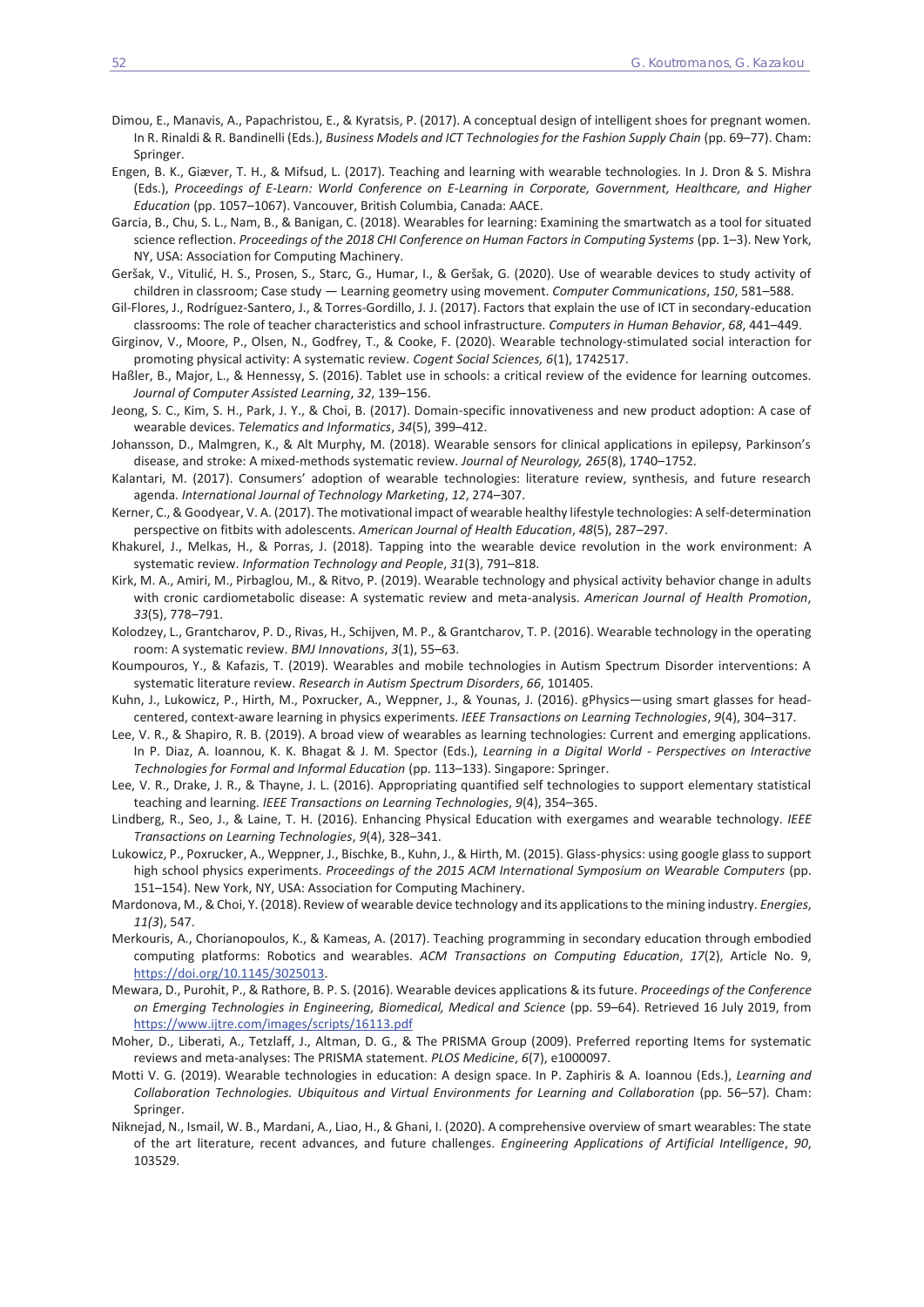Dimou, E., Manavis, A., Papachristou, E., & Kyratsis, P. (2017). A conceptual design of intelligent shoes for pregnant women. In R. Rinaldi & R. Bandinelli (Eds.), *Business Models and ICT Technologies for the Fashion Supply Chain* (pp. 69–77). Cham: Springer.

Engen, B. K., Giæver, T. H., & Mifsud, L. (2017). Teaching and learning with wearable technologies. In J. Dron & S. Mishra (Eds.), *Proceedings of E-Learn: World Conference on E-Learning in Corporate, Government, Healthcare, and Higher Education* (pp. 1057–1067). Vancouver, British Columbia, Canada: AACE.

Garcia, B., Chu, S. L., Nam, B., & Banigan, C. (2018). Wearables for learning: Examining the smartwatch as a tool for situated science reflection. *Proceedings of the 2018 CHI Conference on Human Factors in Computing Systems* (pp. 1–3). New York, NY, USA: Association for Computing Machinery.

Geršak, V., Vitulić, H. S., Prosen, S., Starc, G., Humar, I., & Geršak, G. (2020). Use of wearable devices to study activity of children in classroom; Case study — Learning geometry using movement. *Computer Communications*, *150*, 581–588.

Gil-Flores, J., Rodríguez-Santero, J., & Torres-Gordillo, J. J. (2017). Factors that explain the use of ICT in secondary-education classrooms: The role of teacher characteristics and school infrastructure. *Computers in Human Behavior*, *68*, 441–449.

Girginov, V., Moore, P., Olsen, N., Godfrey, T., & Cooke, F. (2020). Wearable technology-stimulated social interaction for promoting physical activity: A systematic review. *Cogent Social Sciences, 6*(1), 1742517.

Haßler, B., Major, L., & Hennessy, S. (2016). Tablet use in schools: a critical review of the evidence for learning outcomes. *Journal of Computer Assisted Learning*, *32*, 139–156.

Jeong, S. C., Kim, S. H., Park, J. Y., & Choi, B. (2017). Domain-specific innovativeness and new product adoption: A case of wearable devices. *Telematics and Informatics*, *34*(5), 399–412.

Johansson, D., Malmgren, K., & Alt Murphy, M. (2018). Wearable sensors for clinical applications in epilepsy, Parkinson's disease, and stroke: A mixed-methods systematic review. *Journal of Neurology, 265*(8), 1740–1752.

Kalantari, M. (2017). Consumers' adoption of wearable technologies: literature review, synthesis, and future research agenda. *International Journal of Technology Marketing*, *12*, 274–307.

Kerner, C., & Goodyear, V. A. (2017). The motivational impact of wearable healthy lifestyle technologies: A self-determination perspective on fitbits with adolescents. *American Journal of Health Education*, *48*(5), 287–297.

Khakurel, J., Melkas, H., & Porras, J. (2018). Tapping into the wearable device revolution in the work environment: A systematic review. *Information Technology and People*, *31*(3), 791–818.

Kirk, M. A., Amiri, M., Pirbaglou, M., & Ritvo, P. (2019). Wearable technology and physical activity behavior change in adults with cronic cardiometabolic disease: A systematic review and meta-analysis. *American Journal of Health Promotion*, *33*(5), 778–791.

Kolodzey, L., Grantcharov, P. D., Rivas, H., Schijven, M. P., & Grantcharov, T. P. (2016). Wearable technology in the operating room: A systematic review. *BMJ Innovations*, *3*(1), 55–63.

Koumpouros, Y., & Kafazis, T. (2019). Wearables and mobile technologies in Autism Spectrum Disorder interventions: A systematic literature review. *Research in Autism Spectrum Disorders*, *66*, 101405.

Kuhn, J., Lukowicz, P., Hirth, M., Poxrucker, A., Weppner, J., & Younas, J. (2016). gPhysics—using smart glasses for head-centered, context-aware learning in physics experiments. *IEEE Transactions on Learning Technologies*, *9*(4), 304–317.

Lee, V. R., & Shapiro, R. B. (2019). A broad view of wearables as learning technologies: Current and emerging applications. In P. Diaz, A. Ioannou, K. K. Bhagat & J. M. Spector (Eds.), *Learning in a Digital World - Perspectives on Interactive Technologies for Formal and Informal Education* (pp. 113–133). Singapore: Springer.

Lee, V. R., Drake, J. R., & Thayne, J. L. (2016). Appropriating quantified self technologies to support elementary statistical teaching and learning. *IEEE Transactions on Learning Technologies*, *9*(4), 354–365.

Lindberg, R., Seo, J., & Laine, T. H. (2016). Enhancing Physical Education with exergames and wearable technology. *IEEE Transactions on Learning Technologies*, *9*(4), 328–341.

Lukowicz, P., Poxrucker, A., Weppner, J., Bischke, B., Kuhn, J., & Hirth, M. (2015). Glass-physics: using google glass to support high school physics experiments. *Proceedings of the 2015 ACM International Symposium on Wearable Computers* (pp. 151–154). New York, NY, USA: Association for Computing Machinery.

Mardonova, M., & Choi, Y. (2018). Review of wearable device technology and its applications to the mining industry. *Energies*, *11(3*), 547.

Merkouris, A., Chorianopoulos, K., & Kameas, A. (2017). Teaching programming in secondary education through embodied computing platforms: Robotics and wearables. *ACM Transactions on Computing Education*, *17*(2), Article No. 9, https://doi.org/10.1145/3025013.

Mewara, D., Purohit, P., & Rathore, B. P. S. (2016). Wearable devices applications & its future. *Proceedings of the Conference on Emerging Technologies in Engineering, Biomedical, Medical and Science* (pp. 59–64). Retrieved 16 July 2019, from https://www.ijtre.com/images/scripts/16113.pdf

Moher, D., Liberati, A., Tetzlaff, J., Altman, D. G., & The PRISMA Group (2009). Preferred reporting Items for systematic reviews and meta-analyses: The PRISMA statement. *PLOS Medicine*, *6*(7), e1000097.

Motti V. G. (2019). Wearable technologies in education: A design space. In P. Zaphiris & A. Ioannou (Eds.), *Learning and Collaboration Technologies. Ubiquitous and Virtual Environments for Learning and Collaboration* (pp. 56–57). Cham: Springer.

Niknejad, N., Ismail, W. B., Mardani, A., Liao, H., & Ghani, I. (2020). A comprehensive overview of smart wearables: The state of the art literature, recent advances, and future challenges. *Engineering Applications of Artificial Intelligence*, *90*, 103529.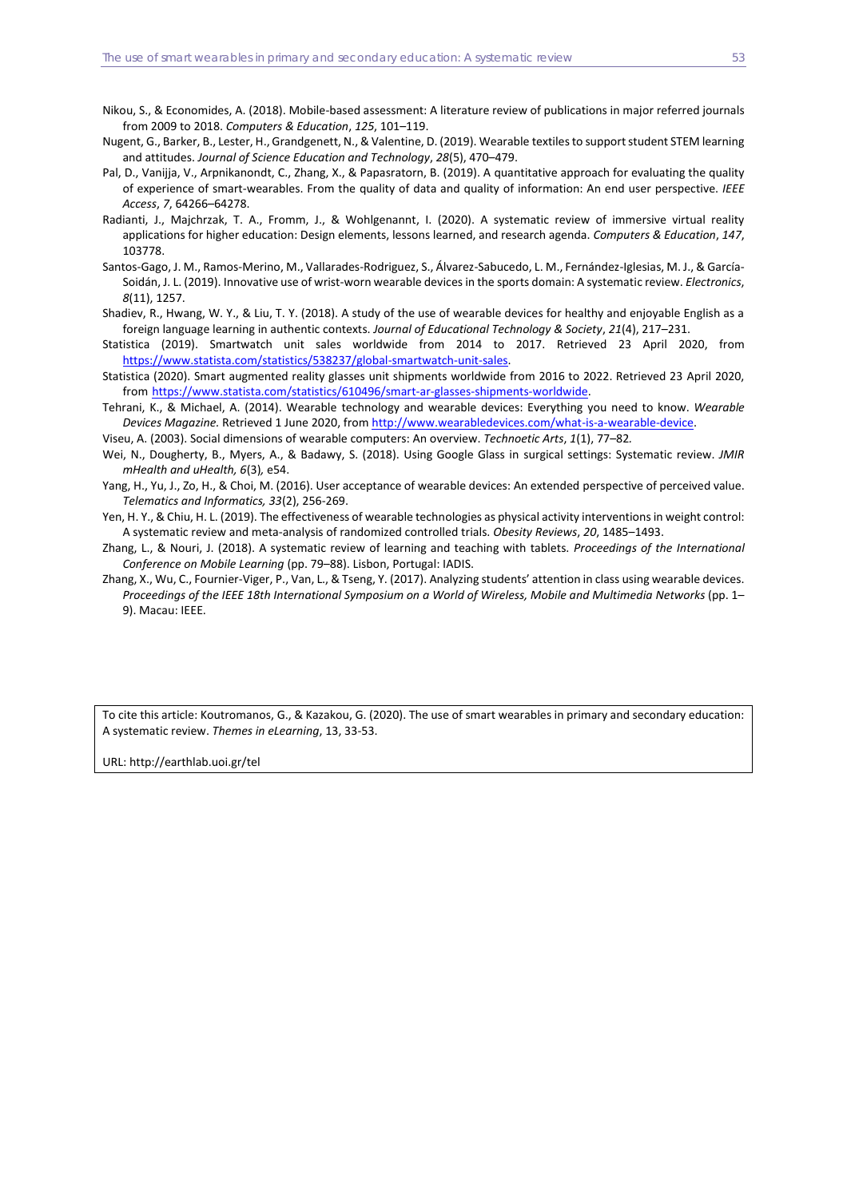Nikou, S., & Economides, A. (2018). Mobile-based assessment: A literature review of publications in major referred journals from 2009 to 2018. *Computers & Education*, *125*, 101–119.

Nugent, G., Barker, B., Lester, H., Grandgenett, N., & Valentine, D. (2019). Wearable textiles to support student STEM learning and attitudes. *Journal of Science Education and Technology*, *28*(5), 470–479.

Pal, D., Vanijja, V., Arpnikanondt, C., Zhang, X., & Papasratorn, B. (2019). A quantitative approach for evaluating the quality of experience of smart-wearables. From the quality of data and quality of information: An end user perspective. *IEEE Access*, *7*, 64266–64278.

Radianti, J., Majchrzak, T. A., Fromm, J., & Wohlgenannt, I. (2020). A systematic review of immersive virtual reality applications for higher education: Design elements, lessons learned, and research agenda. *Computers & Education*, *147*, 103778.

Santos-Gago, J. M., Ramos-Merino, M., Vallarades-Rodriguez, S., Álvarez-Sabucedo, L. M., Fernández-Iglesias, M. J., & García-Soidán, J. L. (2019). Innovative use of wrist-worn wearable devices in the sports domain: A systematic review. *Electronics*, *8*(11), 1257.

Shadiev, R., Hwang, W. Y., & Liu, T. Y. (2018). A study of the use of wearable devices for healthy and enjoyable English as a foreign language learning in authentic contexts. *Journal of Educational Technology & Society*, *21*(4), 217–231.

Statistica (2019). Smartwatch unit sales worldwide from 2014 to 2017. Retrieved 23 April 2020, from https://www.statista.com/statistics/538237/global-smartwatch-unit-sales.

Statistica (2020). Smart augmented reality glasses unit shipments worldwide from 2016 to 2022. Retrieved 23 April 2020, from https://www.statista.com/statistics/610496/smart-ar-glasses-shipments-worldwide.

Tehrani, K., & Michael, A. (2014). Wearable technology and wearable devices: Everything you need to know. *Wearable Devices Magazine.* Retrieved 1 June 2020, from http://www.wearabledevices.com/what-is-a-wearable-device.

Viseu, A. (2003). Social dimensions of wearable computers: An overview. *Technoetic Arts*, *1*(1), 77–82.

Wei, N., Dougherty, B., Myers, A., & Badawy, S. (2018). Using Google Glass in surgical settings: Systematic review. *JMIR mHealth and uHealth, 6*(3)*,* e54.

Yang, H., Yu, J., Zo, H., & Choi, M. (2016). User acceptance of wearable devices: An extended perspective of perceived value. *Telematics and Informatics, 33*(2), 256-269.

Yen, H. Y., & Chiu, H. L. (2019). The effectiveness of wearable technologies as physical activity interventions in weight control: A systematic review and meta-analysis of randomized controlled trials. *Obesity Reviews*, *20*, 1485–1493.

Zhang, L., & Nouri, J. (2018). A systematic review of learning and teaching with tablets. *Proceedings of the International Conference on Mobile Learning* (pp. 79–88). Lisbon, Portugal: IADIS.

Zhang, X., Wu, C., Fournier-Viger, P., Van, L., & Tseng, Y. (2017). Analyzing students' attention in class using wearable devices. *Proceedings of the IEEE 18th International Symposium on a World of Wireless, Mobile and Multimedia Networks* (pp. 1–9). Macau: IEEE.

To cite this article: Koutromanos, G., & Kazakou, G. (2020). The use of smart wearables in primary and secondary education: A systematic review. *Themes in eLearning*, 13, 33-53.

URL: http://earthlab.uoi.gr/tel